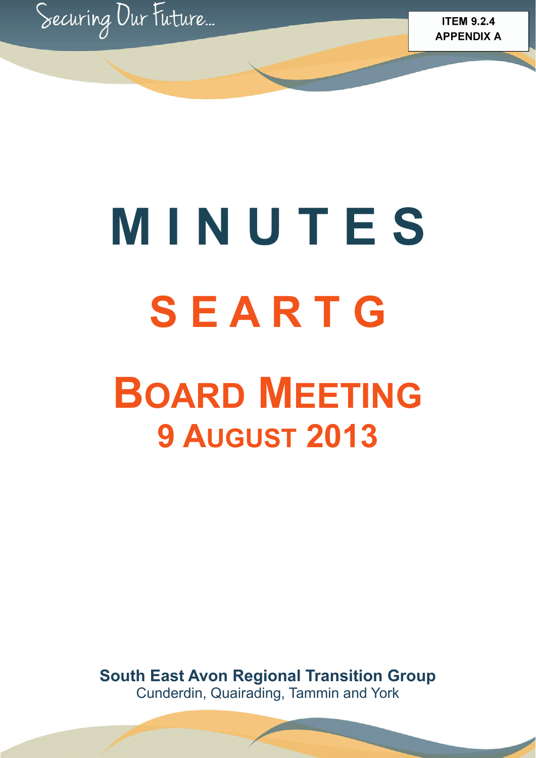Securing Our Future...

**ITEM 9.2.4**
**APPENDIX A**

# MINUTES

# SEARTG

# BOARD MEETING
## 9 AUGUST 2013

**South East Avon Regional Transition Group**
Cunderdin, Quairading, Tammin and York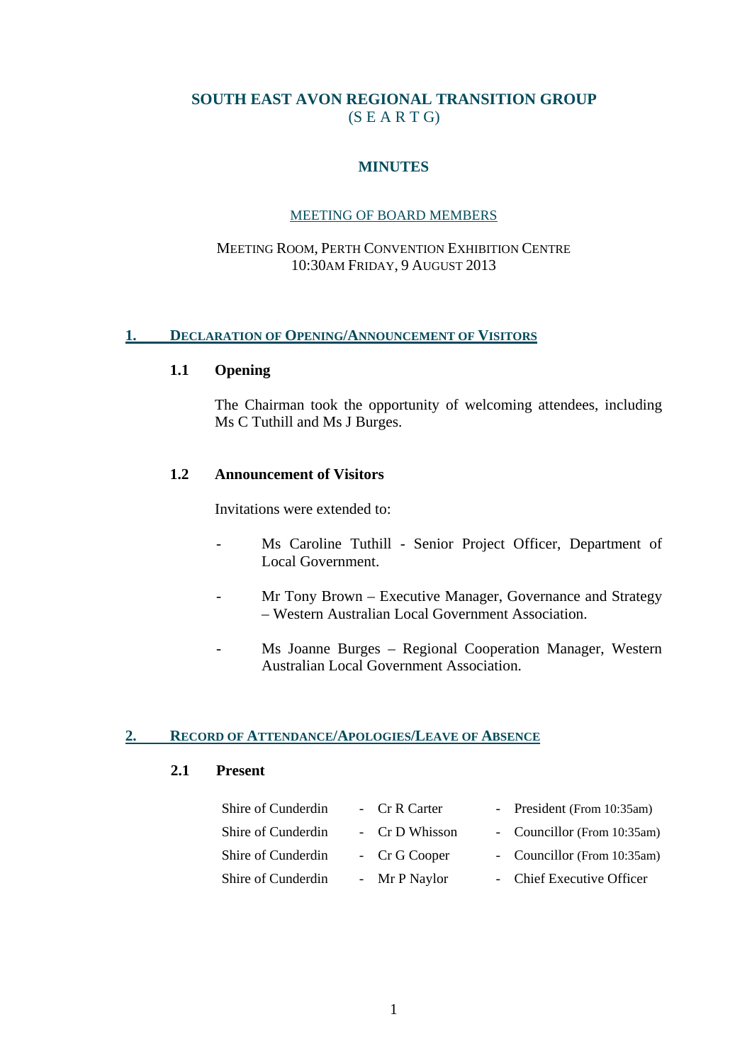# SOUTH EAST AVON REGIONAL TRANSITION GROUP
(S E A R T G)

## MINUTES

MEETING OF BOARD MEMBERS

MEETING ROOM, PERTH CONVENTION EXHIBITION CENTRE
10:30AM FRIDAY, 9 AUGUST 2013

## 1. DECLARATION OF OPENING/ANNOUNCEMENT OF VISITORS

### 1.1 Opening

The Chairman took the opportunity of welcoming attendees, including Ms C Tuthill and Ms J Burges.

### 1.2 Announcement of Visitors

Invitations were extended to:

- Ms Caroline Tuthill - Senior Project Officer, Department of Local Government.
- Mr Tony Brown – Executive Manager, Governance and Strategy – Western Australian Local Government Association.
- Ms Joanne Burges – Regional Cooperation Manager, Western Australian Local Government Association.

## 2. RECORD OF ATTENDANCE/APOLOGIES/LEAVE OF ABSENCE

### 2.1 Present

| | | |
|---|---|---|
| Shire of Cunderdin | - Cr R Carter | - President (From 10:35am) |
| Shire of Cunderdin | - Cr D Whisson | - Councillor (From 10:35am) |
| Shire of Cunderdin | - Cr G Cooper | - Councillor (From 10:35am) |
| Shire of Cunderdin | - Mr P Naylor | - Chief Executive Officer |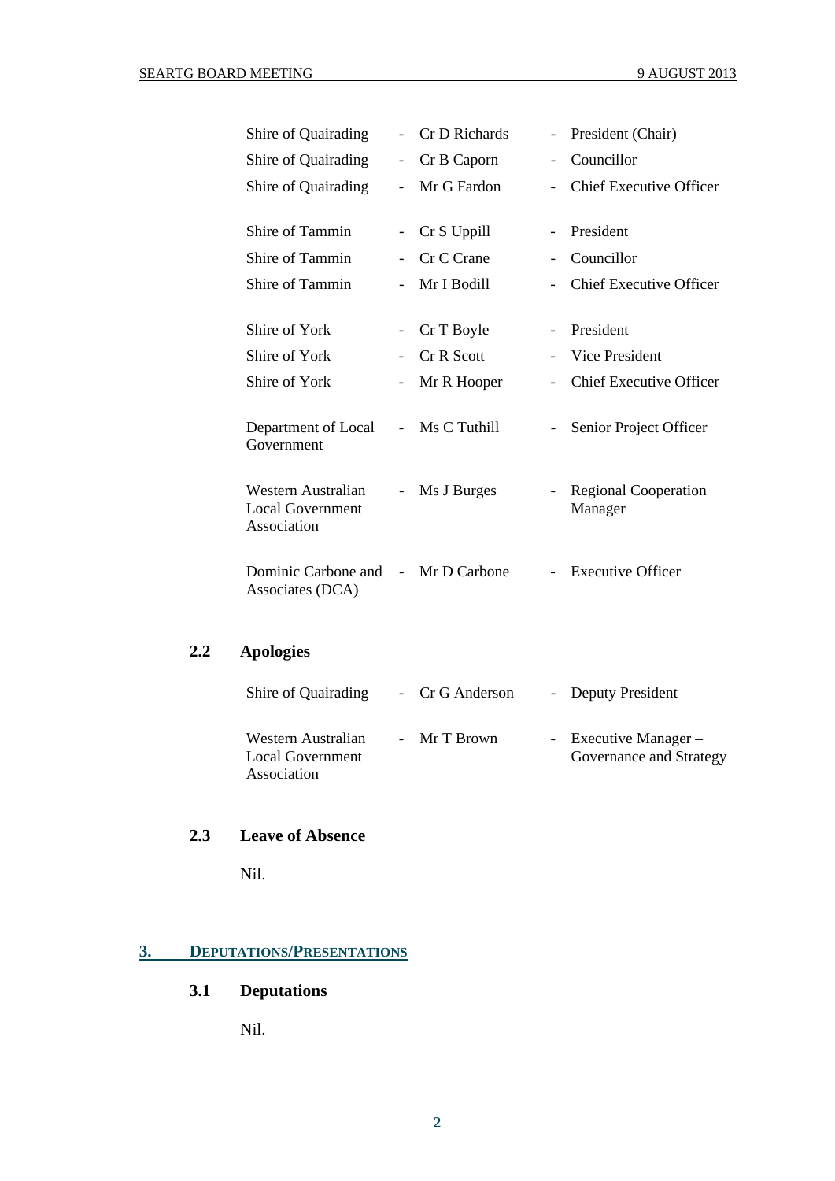| | | | | |
|---|---|---|---|---|
| Shire of Quairading | - | Cr D Richards | - | President (Chair) |
| Shire of Quairading | - | Cr B Caporn | - | Councillor |
| Shire of Quairading | - | Mr G Fardon | - | Chief Executive Officer |
| Shire of Tammin | - | Cr S Uppill | - | President |
| Shire of Tammin | - | Cr C Crane | - | Councillor |
| Shire of Tammin | - | Mr I Bodill | - | Chief Executive Officer |
| Shire of York | - | Cr T Boyle | - | President |
| Shire of York | - | Cr R Scott | - | Vice President |
| Shire of York | - | Mr R Hooper | - | Chief Executive Officer |
| Department of Local Government | - | Ms C Tuthill | - | Senior Project Officer |
| Western Australian Local Government Association | - | Ms J Burges | - | Regional Cooperation Manager |
| Dominic Carbone and Associates (DCA) | - | Mr D Carbone | - | Executive Officer |

### 2.2 Apologies

| | | | | |
|---|---|---|---|---|
| Shire of Quairading | - | Cr G Anderson | - | Deputy President |
| Western Australian Local Government Association | - | Mr T Brown | - | Executive Manager – Governance and Strategy |

### 2.3 Leave of Absence

Nil.

## 3. DEPUTATIONS/PRESENTATIONS

### 3.1 Deputations

Nil.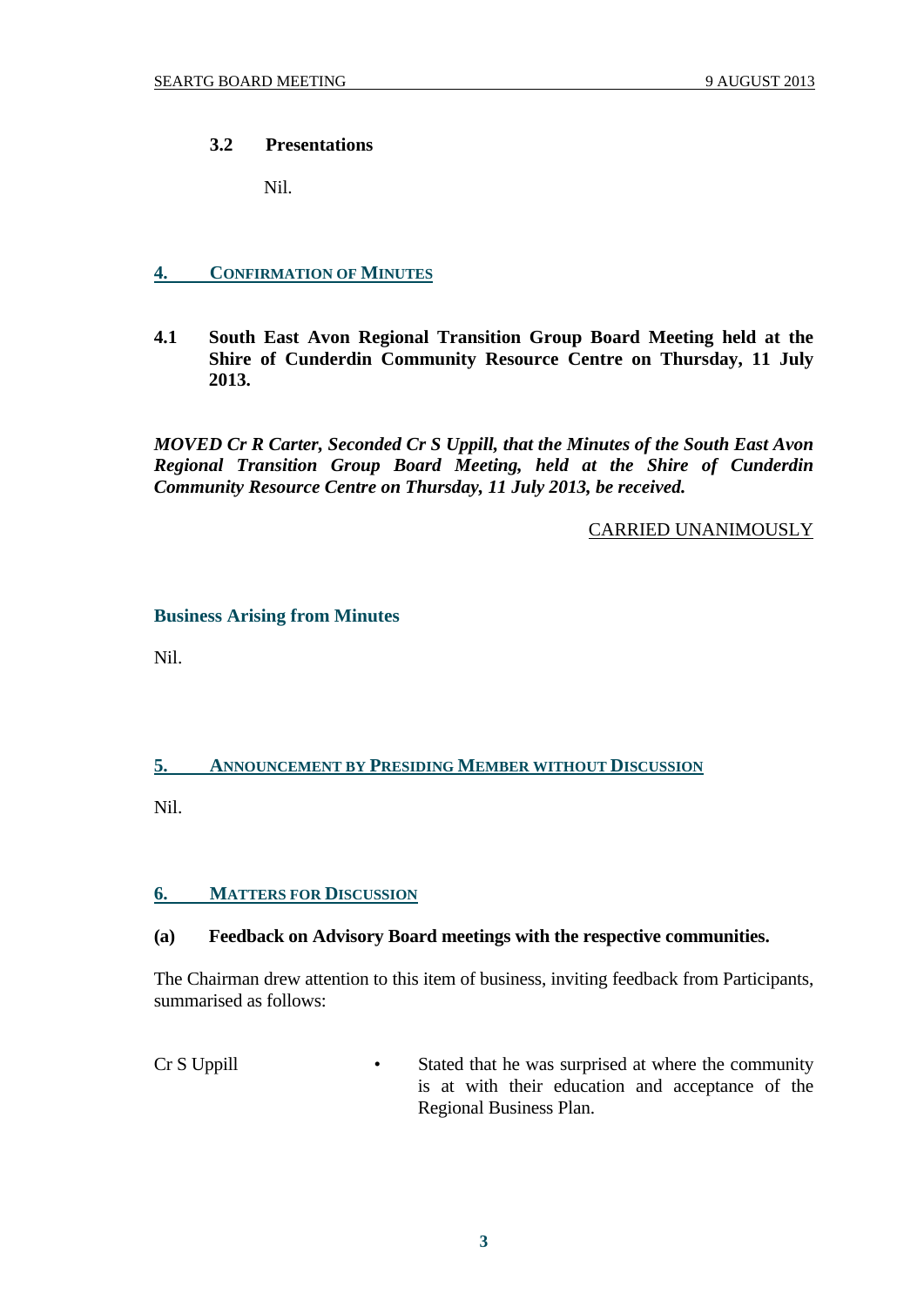### 3.2 Presentations

Nil.

## 4. CONFIRMATION OF MINUTES

**4.1 South East Avon Regional Transition Group Board Meeting held at the Shire of Cunderdin Community Resource Centre on Thursday, 11 July 2013.**

***MOVED Cr R Carter, Seconded Cr S Uppill, that the Minutes of the South East Avon Regional Transition Group Board Meeting, held at the Shire of Cunderdin Community Resource Centre on Thursday, 11 July 2013, be received.***

CARRIED UNANIMOUSLY

### Business Arising from Minutes

Nil.

## 5. ANNOUNCEMENT BY PRESIDING MEMBER WITHOUT DISCUSSION

Nil.

## 6. MATTERS FOR DISCUSSION

**(a) Feedback on Advisory Board meetings with the respective communities.**

The Chairman drew attention to this item of business, inviting feedback from Participants, summarised as follows:

Cr S Uppill
- Stated that he was surprised at where the community is at with their education and acceptance of the Regional Business Plan.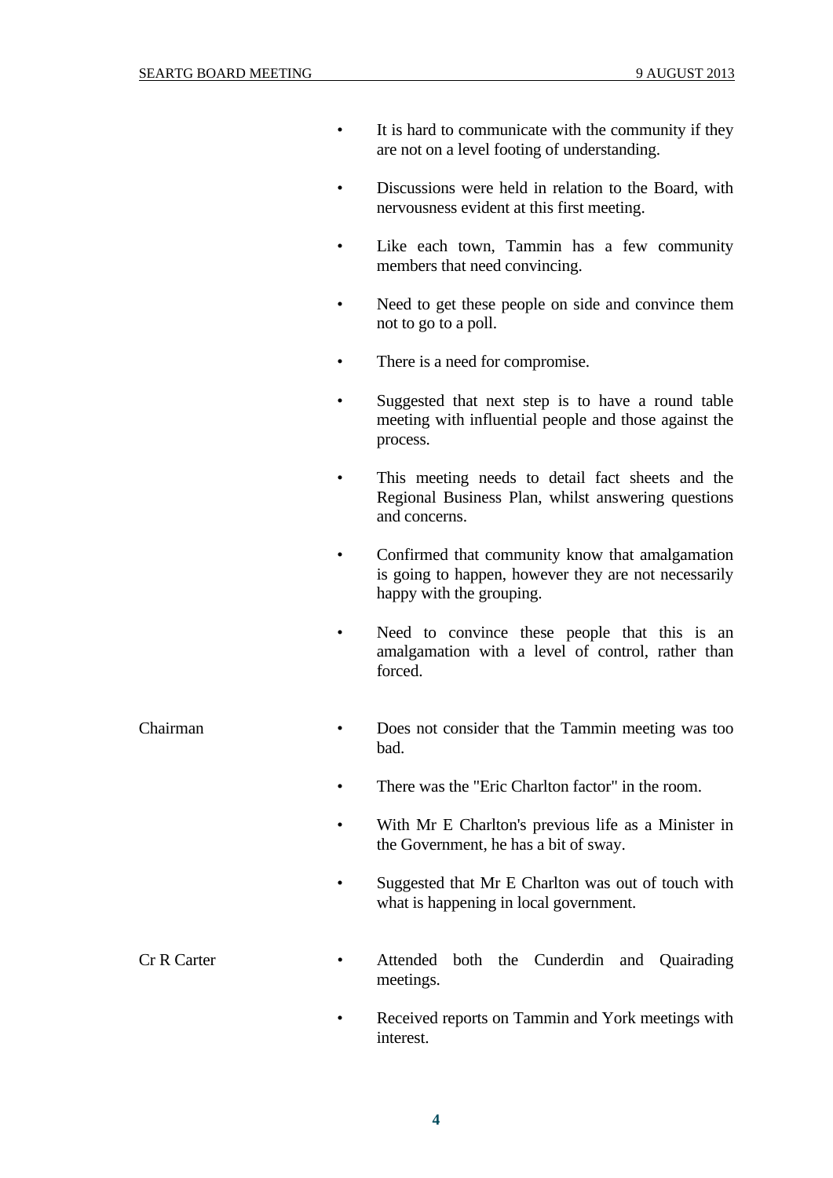- It is hard to communicate with the community if they are not on a level footing of understanding.

- Discussions were held in relation to the Board, with nervousness evident at this first meeting.

- Like each town, Tammin has a few community members that need convincing.

- Need to get these people on side and convince them not to go to a poll.

- There is a need for compromise.

- Suggested that next step is to have a round table meeting with influential people and those against the process.

- This meeting needs to detail fact sheets and the Regional Business Plan, whilst answering questions and concerns.

- Confirmed that community know that amalgamation is going to happen, however they are not necessarily happy with the grouping.

- Need to convince these people that this is an amalgamation with a level of control, rather than forced.

Chairman

- Does not consider that the Tammin meeting was too bad.

- There was the "Eric Charlton factor" in the room.

- With Mr E Charlton's previous life as a Minister in the Government, he has a bit of sway.

- Suggested that Mr E Charlton was out of touch with what is happening in local government.

Cr R Carter

- Attended both the Cunderdin and Quairading meetings.

- Received reports on Tammin and York meetings with interest.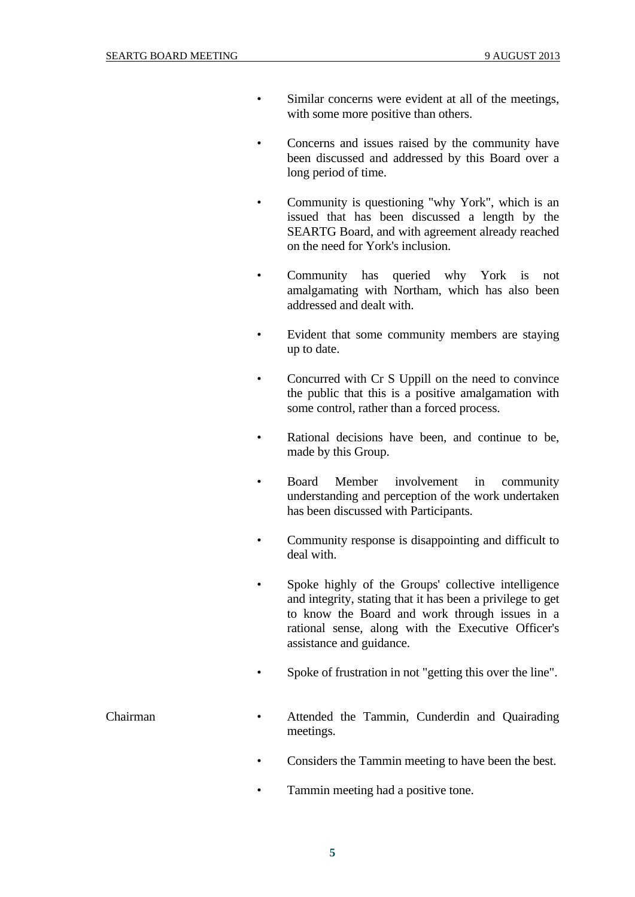- Similar concerns were evident at all of the meetings, with some more positive than others.
- Concerns and issues raised by the community have been discussed and addressed by this Board over a long period of time.
- Community is questioning "why York", which is an issued that has been discussed a length by the SEARTG Board, and with agreement already reached on the need for York's inclusion.
- Community has queried why York is not amalgamating with Northam, which has also been addressed and dealt with.
- Evident that some community members are staying up to date.
- Concurred with Cr S Uppill on the need to convince the public that this is a positive amalgamation with some control, rather than a forced process.
- Rational decisions have been, and continue to be, made by this Group.
- Board Member involvement in community understanding and perception of the work undertaken has been discussed with Participants.
- Community response is disappointing and difficult to deal with.
- Spoke highly of the Groups' collective intelligence and integrity, stating that it has been a privilege to get to know the Board and work through issues in a rational sense, along with the Executive Officer's assistance and guidance.
- Spoke of frustration in not "getting this over the line".

Chairman

- Attended the Tammin, Cunderdin and Quairading meetings.
- Considers the Tammin meeting to have been the best.
- Tammin meeting had a positive tone.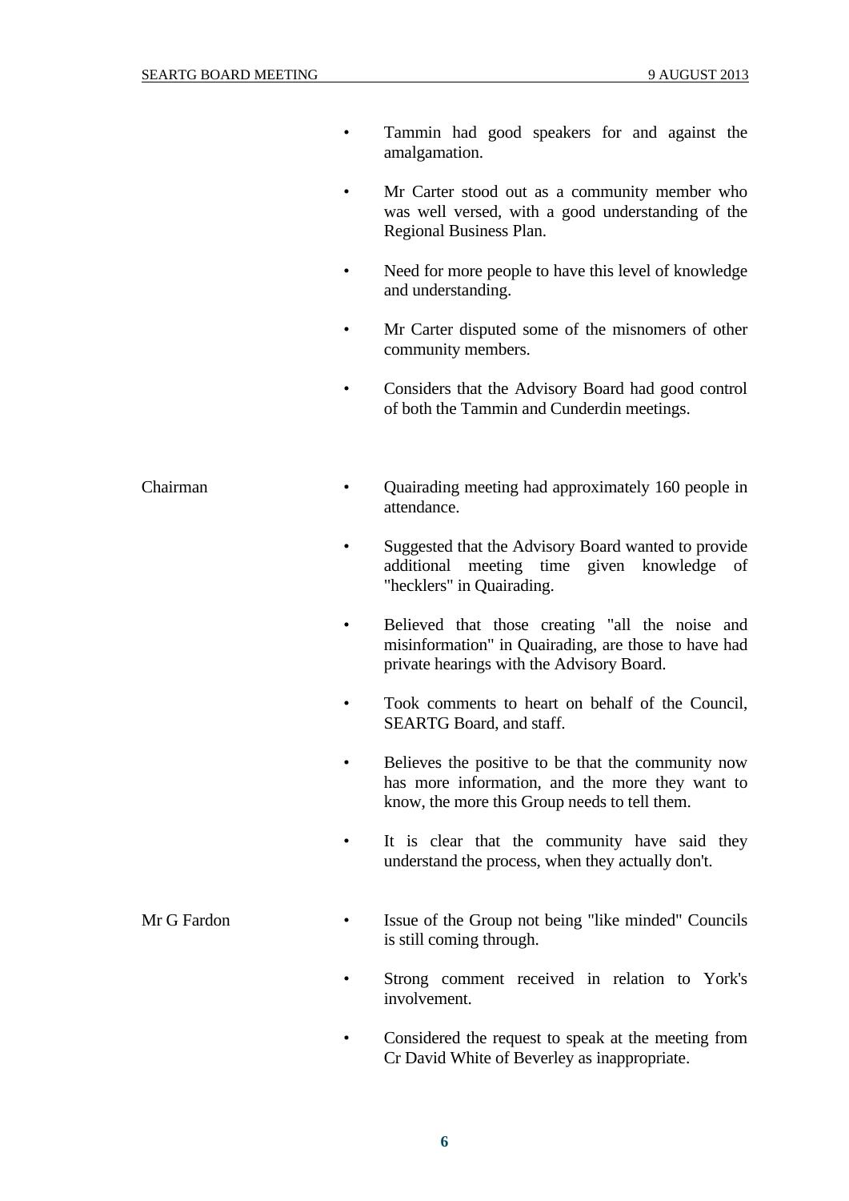- Tammin had good speakers for and against the amalgamation.
- Mr Carter stood out as a community member who was well versed, with a good understanding of the Regional Business Plan.
- Need for more people to have this level of knowledge and understanding.
- Mr Carter disputed some of the misnomers of other community members.
- Considers that the Advisory Board had good control of both the Tammin and Cunderdin meetings.

Chairman

- Quairading meeting had approximately 160 people in attendance.
- Suggested that the Advisory Board wanted to provide additional meeting time given knowledge of "hecklers" in Quairading.
- Believed that those creating "all the noise and misinformation" in Quairading, are those to have had private hearings with the Advisory Board.
- Took comments to heart on behalf of the Council, SEARTG Board, and staff.
- Believes the positive to be that the community now has more information, and the more they want to know, the more this Group needs to tell them.
- It is clear that the community have said they understand the process, when they actually don't.

Mr G Fardon

- Issue of the Group not being "like minded" Councils is still coming through.
- Strong comment received in relation to York's involvement.
- Considered the request to speak at the meeting from Cr David White of Beverley as inappropriate.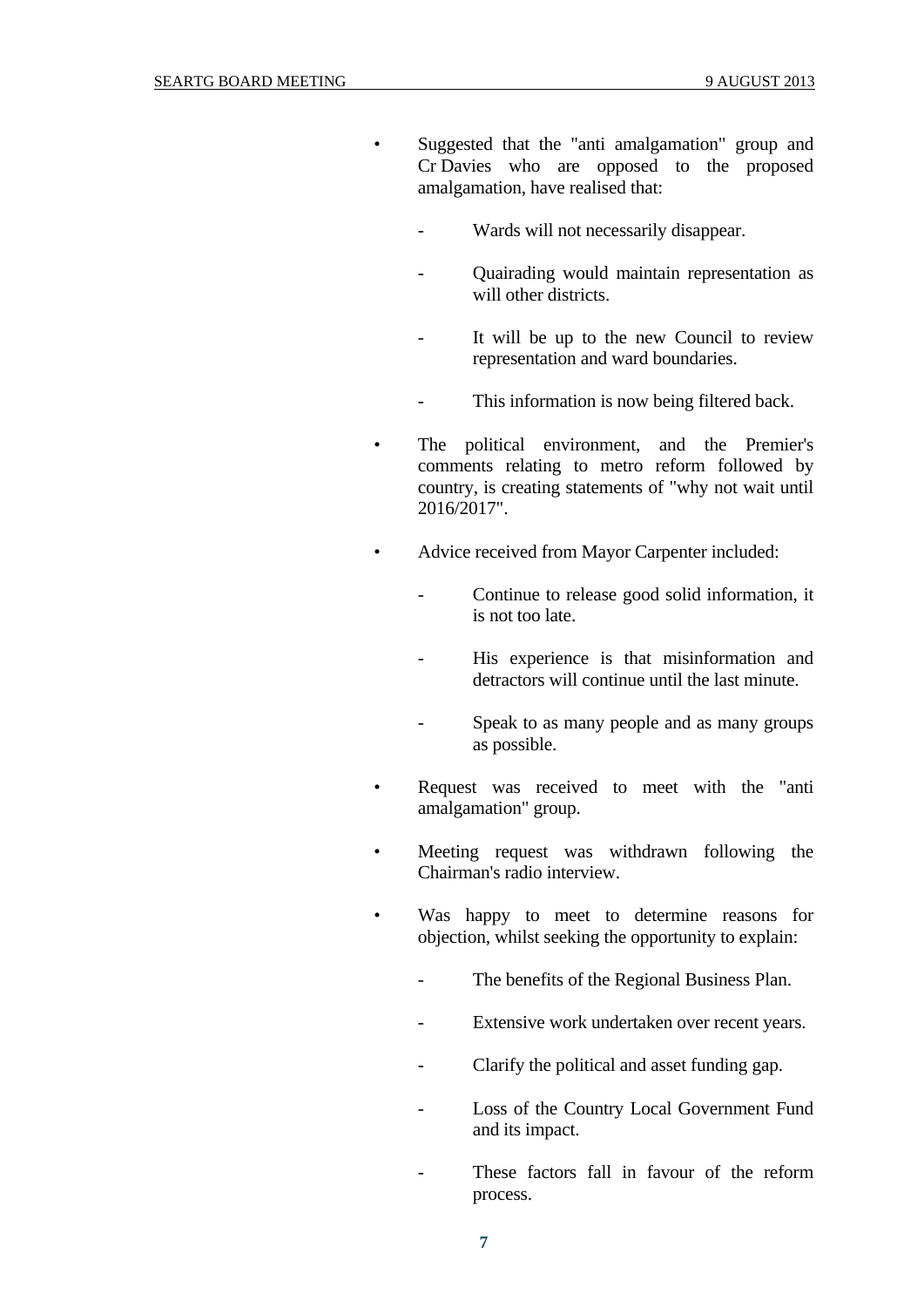- Suggested that the "anti amalgamation" group and Cr Davies who are opposed to the proposed amalgamation, have realised that:

  - Wards will not necessarily disappear.

  - Quairading would maintain representation as will other districts.

  - It will be up to the new Council to review representation and ward boundaries.

  - This information is now being filtered back.

- The political environment, and the Premier's comments relating to metro reform followed by country, is creating statements of "why not wait until 2016/2017".

- Advice received from Mayor Carpenter included:

  - Continue to release good solid information, it is not too late.

  - His experience is that misinformation and detractors will continue until the last minute.

  - Speak to as many people and as many groups as possible.

- Request was received to meet with the "anti amalgamation" group.

- Meeting request was withdrawn following the Chairman's radio interview.

- Was happy to meet to determine reasons for objection, whilst seeking the opportunity to explain:

  - The benefits of the Regional Business Plan.

  - Extensive work undertaken over recent years.

  - Clarify the political and asset funding gap.

  - Loss of the Country Local Government Fund and its impact.

  - These factors fall in favour of the reform process.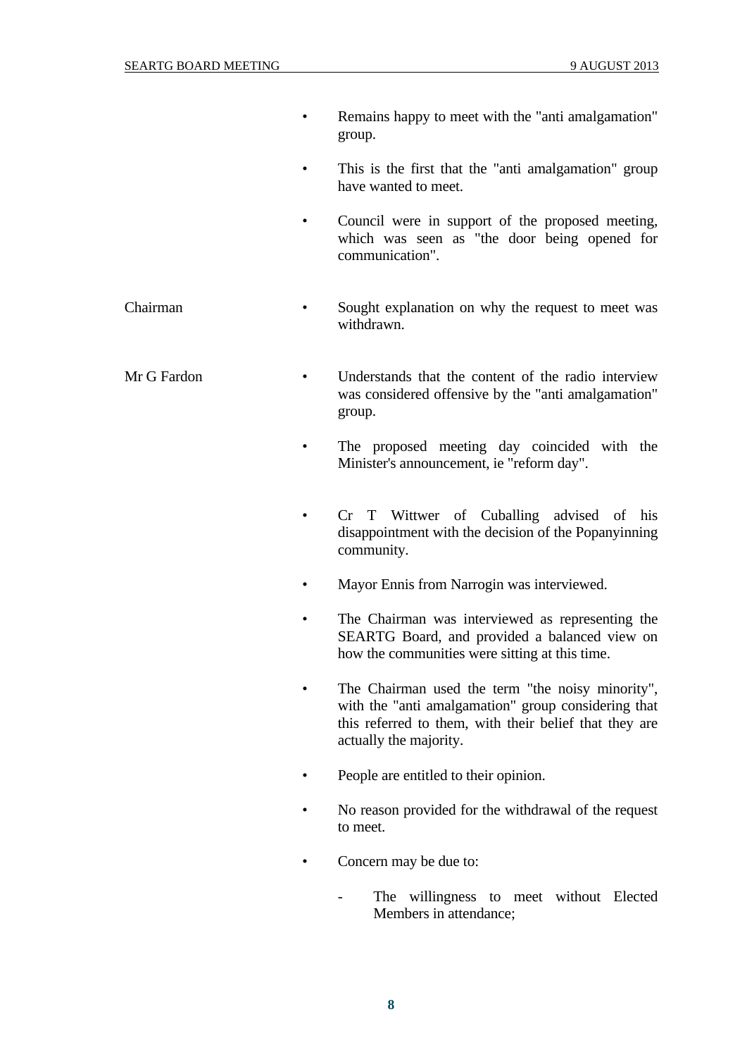- Remains happy to meet with the "anti amalgamation" group.

- This is the first that the "anti amalgamation" group have wanted to meet.

- Council were in support of the proposed meeting, which was seen as "the door being opened for communication".

Chairman

- Sought explanation on why the request to meet was withdrawn.

Mr G Fardon

- Understands that the content of the radio interview was considered offensive by the "anti amalgamation" group.

- The proposed meeting day coincided with the Minister's announcement, ie "reform day".

- Cr T Wittwer of Cuballing advised of his disappointment with the decision of the Popanyinning community.

- Mayor Ennis from Narrogin was interviewed.

- The Chairman was interviewed as representing the SEARTG Board, and provided a balanced view on how the communities were sitting at this time.

- The Chairman used the term "the noisy minority", with the "anti amalgamation" group considering that this referred to them, with their belief that they are actually the majority.

- People are entitled to their opinion.

- No reason provided for the withdrawal of the request to meet.

- Concern may be due to:

  - The willingness to meet without Elected Members in attendance;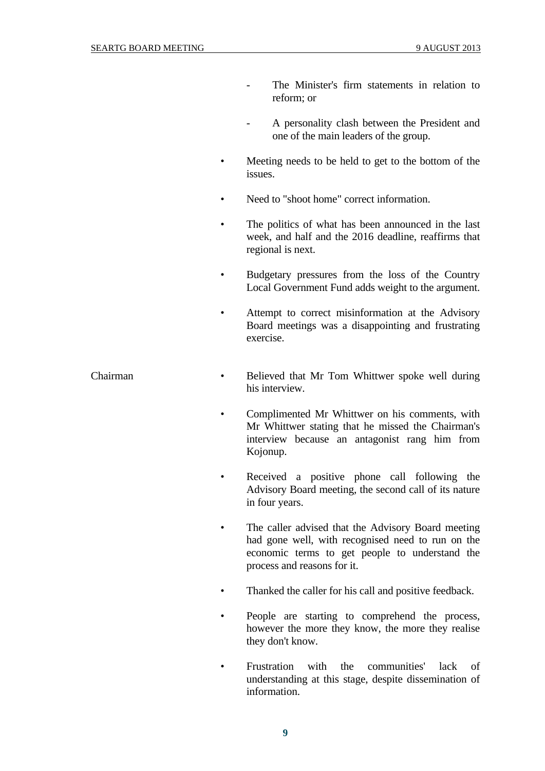- The Minister's firm statements in relation to reform; or

- A personality clash between the President and one of the main leaders of the group.

• Meeting needs to be held to get to the bottom of the issues.

• Need to "shoot home" correct information.

• The politics of what has been announced in the last week, and half and the 2016 deadline, reaffirms that regional is next.

• Budgetary pressures from the loss of the Country Local Government Fund adds weight to the argument.

• Attempt to correct misinformation at the Advisory Board meetings was a disappointing and frustrating exercise.

Chairman

• Believed that Mr Tom Whittwer spoke well during his interview.

• Complimented Mr Whittwer on his comments, with Mr Whittwer stating that he missed the Chairman's interview because an antagonist rang him from Kojonup.

• Received a positive phone call following the Advisory Board meeting, the second call of its nature in four years.

• The caller advised that the Advisory Board meeting had gone well, with recognised need to run on the economic terms to get people to understand the process and reasons for it.

• Thanked the caller for his call and positive feedback.

• People are starting to comprehend the process, however the more they know, the more they realise they don't know.

• Frustration with the communities' lack of understanding at this stage, despite dissemination of information.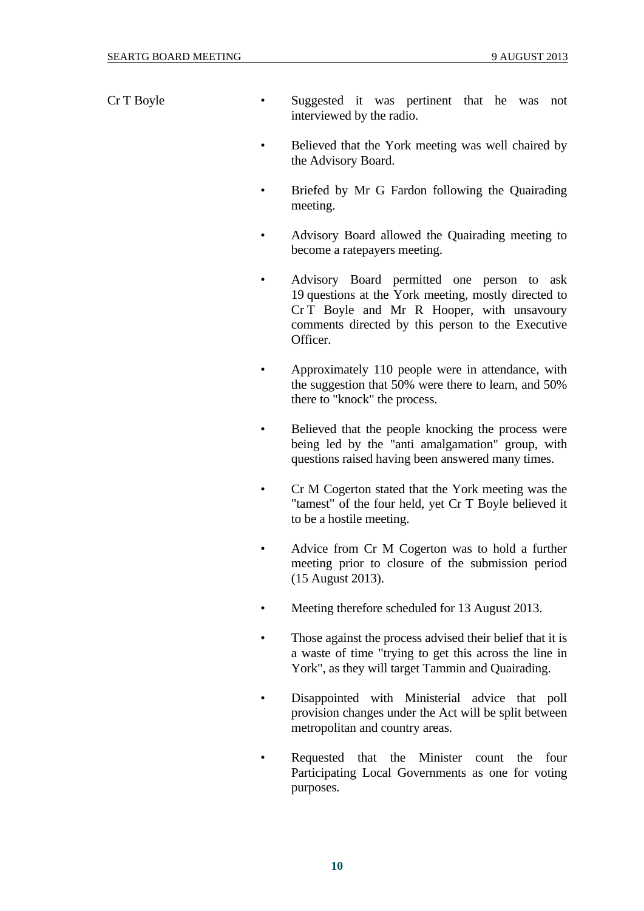Cr T Boyle

- Suggested it was pertinent that he was not interviewed by the radio.
- Believed that the York meeting was well chaired by the Advisory Board.
- Briefed by Mr G Fardon following the Quairading meeting.
- Advisory Board allowed the Quairading meeting to become a ratepayers meeting.
- Advisory Board permitted one person to ask 19 questions at the York meeting, mostly directed to Cr T Boyle and Mr R Hooper, with unsavoury comments directed by this person to the Executive Officer.
- Approximately 110 people were in attendance, with the suggestion that 50% were there to learn, and 50% there to "knock" the process.
- Believed that the people knocking the process were being led by the "anti amalgamation" group, with questions raised having been answered many times.
- Cr M Cogerton stated that the York meeting was the "tamest" of the four held, yet Cr T Boyle believed it to be a hostile meeting.
- Advice from Cr M Cogerton was to hold a further meeting prior to closure of the submission period (15 August 2013).
- Meeting therefore scheduled for 13 August 2013.
- Those against the process advised their belief that it is a waste of time "trying to get this across the line in York", as they will target Tammin and Quairading.
- Disappointed with Ministerial advice that poll provision changes under the Act will be split between metropolitan and country areas.
- Requested that the Minister count the four Participating Local Governments as one for voting purposes.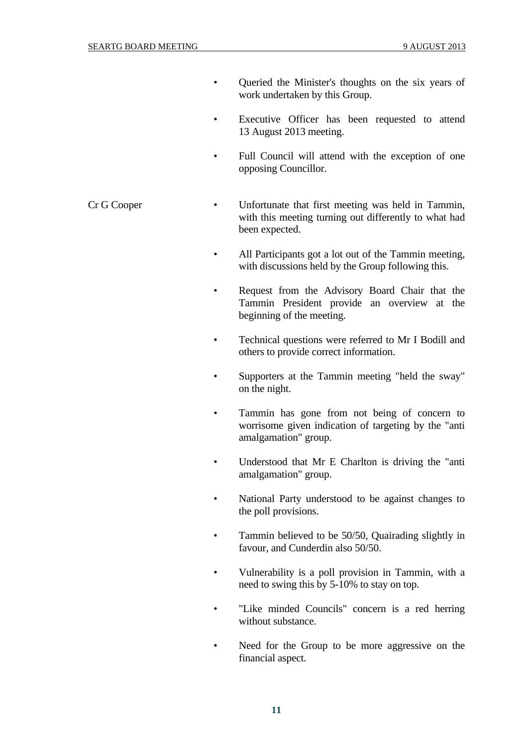- Queried the Minister's thoughts on the six years of work undertaken by this Group.
- Executive Officer has been requested to attend 13 August 2013 meeting.
- Full Council will attend with the exception of one opposing Councillor.

Cr G Cooper

- Unfortunate that first meeting was held in Tammin, with this meeting turning out differently to what had been expected.
- All Participants got a lot out of the Tammin meeting, with discussions held by the Group following this.
- Request from the Advisory Board Chair that the Tammin President provide an overview at the beginning of the meeting.
- Technical questions were referred to Mr I Bodill and others to provide correct information.
- Supporters at the Tammin meeting "held the sway" on the night.
- Tammin has gone from not being of concern to worrisome given indication of targeting by the "anti amalgamation" group.
- Understood that Mr E Charlton is driving the "anti amalgamation" group.
- National Party understood to be against changes to the poll provisions.
- Tammin believed to be 50/50, Quairading slightly in favour, and Cunderdin also 50/50.
- Vulnerability is a poll provision in Tammin, with a need to swing this by 5-10% to stay on top.
- "Like minded Councils" concern is a red herring without substance.
- Need for the Group to be more aggressive on the financial aspect.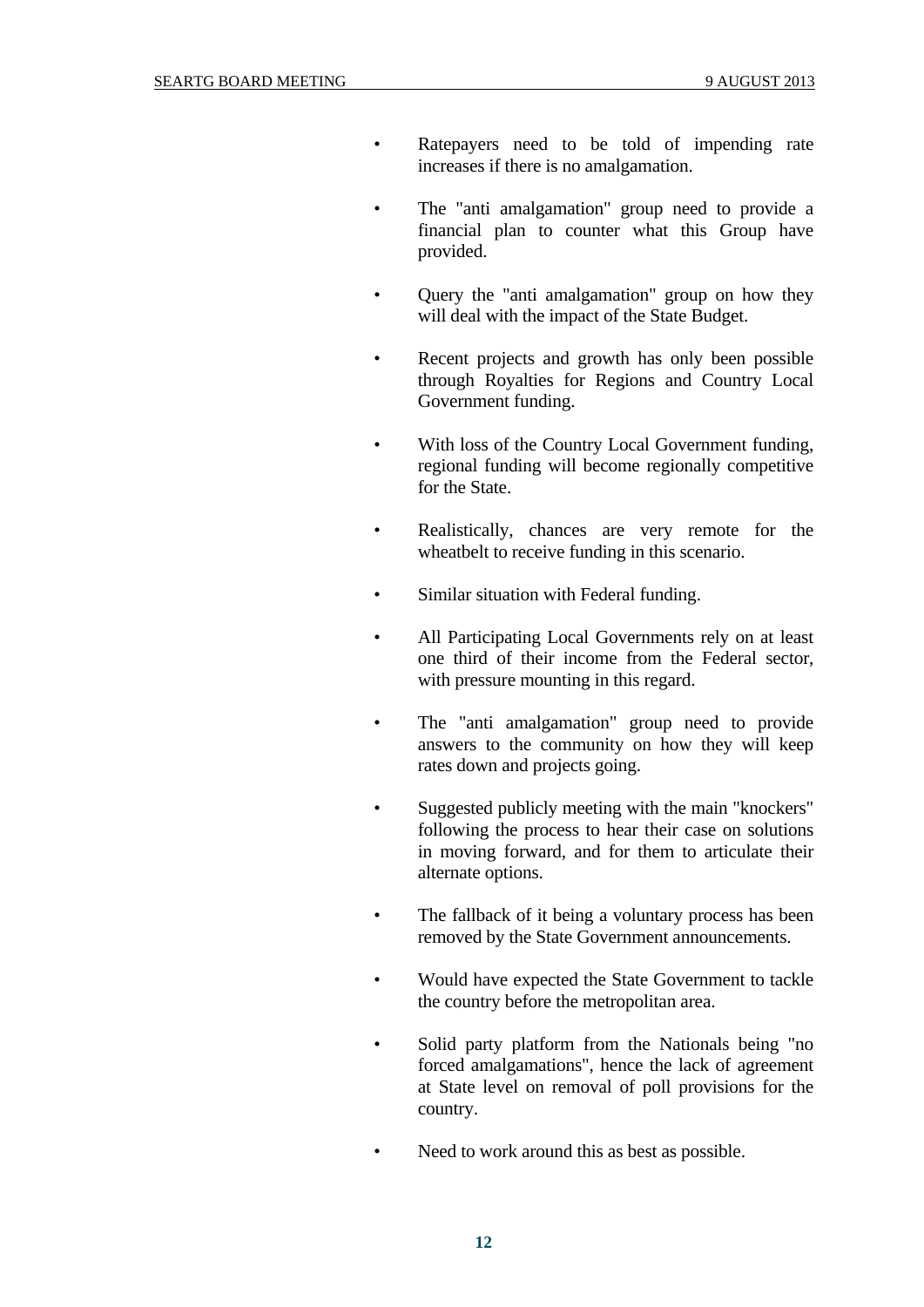- Ratepayers need to be told of impending rate increases if there is no amalgamation.

- The "anti amalgamation" group need to provide a financial plan to counter what this Group have provided.

- Query the "anti amalgamation" group on how they will deal with the impact of the State Budget.

- Recent projects and growth has only been possible through Royalties for Regions and Country Local Government funding.

- With loss of the Country Local Government funding, regional funding will become regionally competitive for the State.

- Realistically, chances are very remote for the wheatbelt to receive funding in this scenario.

- Similar situation with Federal funding.

- All Participating Local Governments rely on at least one third of their income from the Federal sector, with pressure mounting in this regard.

- The "anti amalgamation" group need to provide answers to the community on how they will keep rates down and projects going.

- Suggested publicly meeting with the main "knockers" following the process to hear their case on solutions in moving forward, and for them to articulate their alternate options.

- The fallback of it being a voluntary process has been removed by the State Government announcements.

- Would have expected the State Government to tackle the country before the metropolitan area.

- Solid party platform from the Nationals being "no forced amalgamations", hence the lack of agreement at State level on removal of poll provisions for the country.

- Need to work around this as best as possible.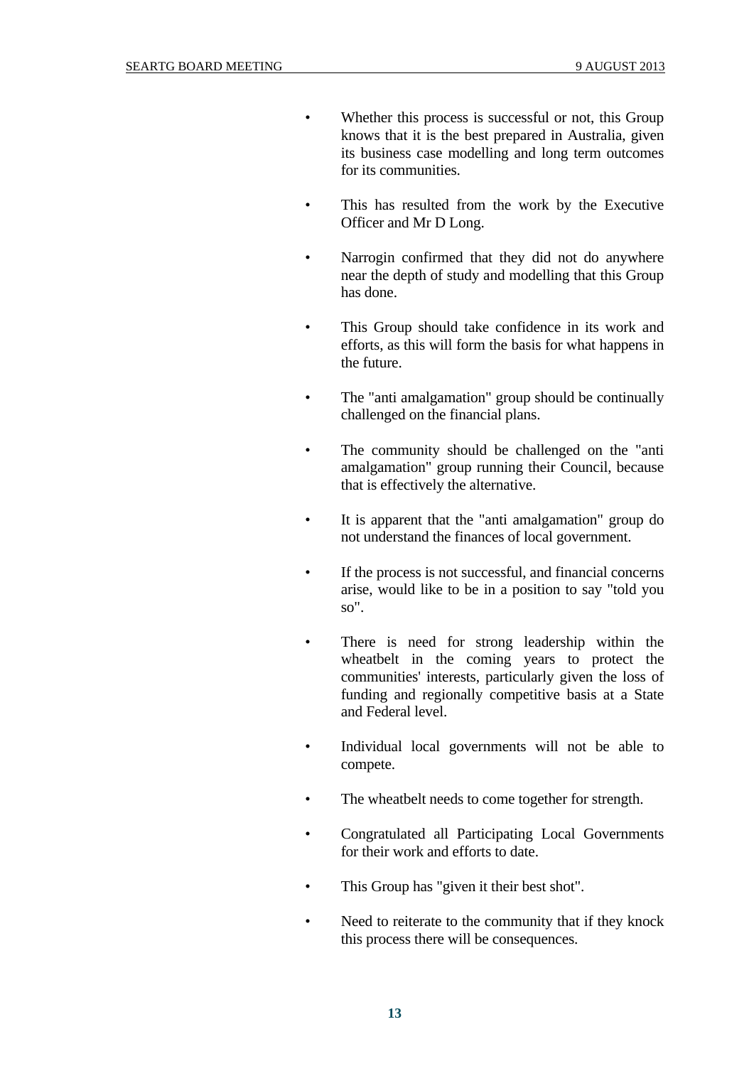- Whether this process is successful or not, this Group knows that it is the best prepared in Australia, given its business case modelling and long term outcomes for its communities.

- This has resulted from the work by the Executive Officer and Mr D Long.

- Narrogin confirmed that they did not do anywhere near the depth of study and modelling that this Group has done.

- This Group should take confidence in its work and efforts, as this will form the basis for what happens in the future.

- The "anti amalgamation" group should be continually challenged on the financial plans.

- The community should be challenged on the "anti amalgamation" group running their Council, because that is effectively the alternative.

- It is apparent that the "anti amalgamation" group do not understand the finances of local government.

- If the process is not successful, and financial concerns arise, would like to be in a position to say "told you so".

- There is need for strong leadership within the wheatbelt in the coming years to protect the communities' interests, particularly given the loss of funding and regionally competitive basis at a State and Federal level.

- Individual local governments will not be able to compete.

- The wheatbelt needs to come together for strength.

- Congratulated all Participating Local Governments for their work and efforts to date.

- This Group has "given it their best shot".

- Need to reiterate to the community that if they knock this process there will be consequences.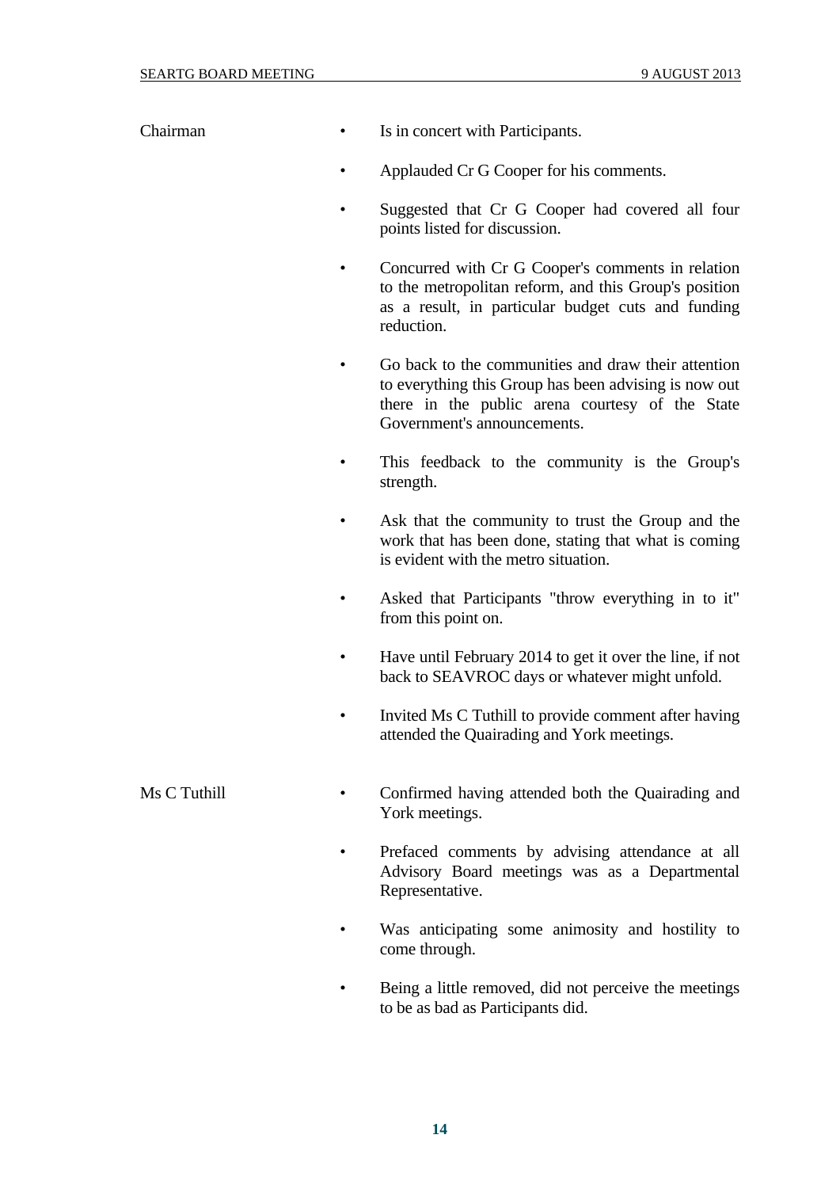**Chairman**

- Is in concert with Participants.
- Applauded Cr G Cooper for his comments.
- Suggested that Cr G Cooper had covered all four points listed for discussion.
- Concurred with Cr G Cooper's comments in relation to the metropolitan reform, and this Group's position as a result, in particular budget cuts and funding reduction.
- Go back to the communities and draw their attention to everything this Group has been advising is now out there in the public arena courtesy of the State Government's announcements.
- This feedback to the community is the Group's strength.
- Ask that the community to trust the Group and the work that has been done, stating that what is coming is evident with the metro situation.
- Asked that Participants "throw everything in to it" from this point on.
- Have until February 2014 to get it over the line, if not back to SEAVROC days or whatever might unfold.
- Invited Ms C Tuthill to provide comment after having attended the Quairading and York meetings.

**Ms C Tuthill**

- Confirmed having attended both the Quairading and York meetings.
- Prefaced comments by advising attendance at all Advisory Board meetings was as a Departmental Representative.
- Was anticipating some animosity and hostility to come through.
- Being a little removed, did not perceive the meetings to be as bad as Participants did.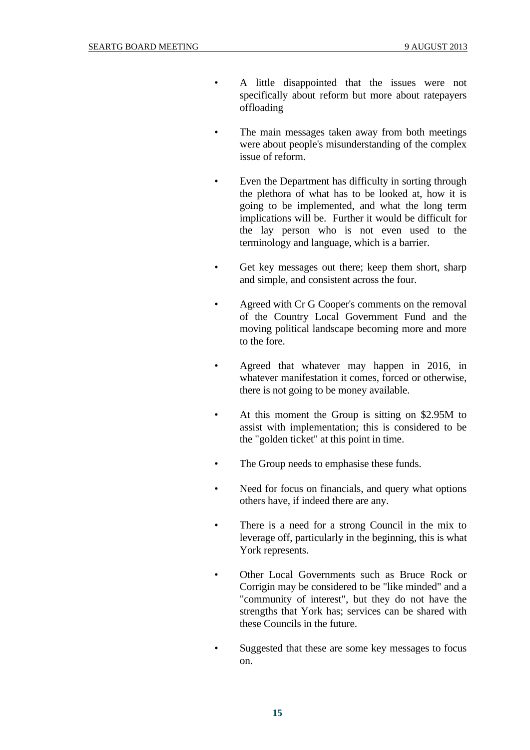- A little disappointed that the issues were not specifically about reform but more about ratepayers offloading

- The main messages taken away from both meetings were about people's misunderstanding of the complex issue of reform.

- Even the Department has difficulty in sorting through the plethora of what has to be looked at, how it is going to be implemented, and what the long term implications will be. Further it would be difficult for the lay person who is not even used to the terminology and language, which is a barrier.

- Get key messages out there; keep them short, sharp and simple, and consistent across the four.

- Agreed with Cr G Cooper's comments on the removal of the Country Local Government Fund and the moving political landscape becoming more and more to the fore.

- Agreed that whatever may happen in 2016, in whatever manifestation it comes, forced or otherwise, there is not going to be money available.

- At this moment the Group is sitting on $2.95M to assist with implementation; this is considered to be the "golden ticket" at this point in time.

- The Group needs to emphasise these funds.

- Need for focus on financials, and query what options others have, if indeed there are any.

- There is a need for a strong Council in the mix to leverage off, particularly in the beginning, this is what York represents.

- Other Local Governments such as Bruce Rock or Corrigin may be considered to be "like minded" and a "community of interest", but they do not have the strengths that York has; services can be shared with these Councils in the future.

- Suggested that these are some key messages to focus on.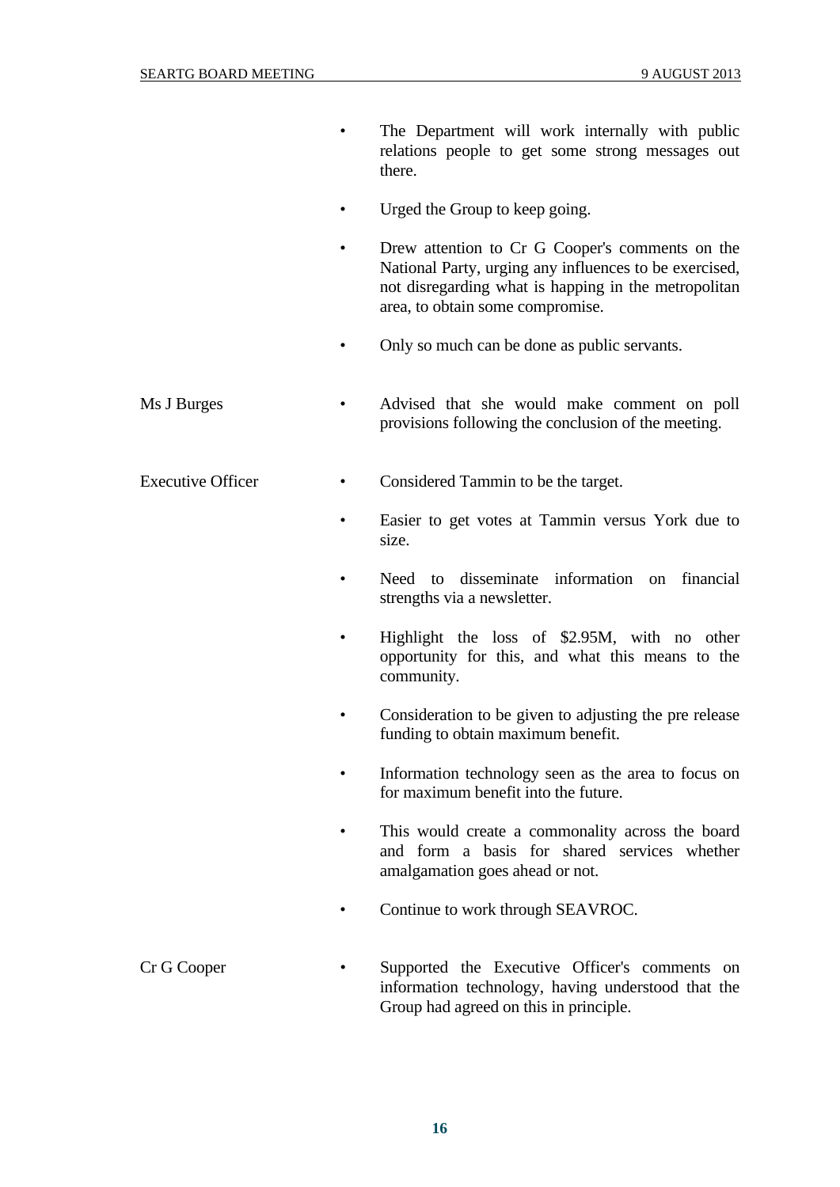- The Department will work internally with public relations people to get some strong messages out there.
- Urged the Group to keep going.
- Drew attention to Cr G Cooper's comments on the National Party, urging any influences to be exercised, not disregarding what is happing in the metropolitan area, to obtain some compromise.
- Only so much can be done as public servants.

Ms J Burges

- Advised that she would make comment on poll provisions following the conclusion of the meeting.

Executive Officer

- Considered Tammin to be the target.
- Easier to get votes at Tammin versus York due to size.
- Need to disseminate information on financial strengths via a newsletter.
- Highlight the loss of $2.95M, with no other opportunity for this, and what this means to the community.
- Consideration to be given to adjusting the pre release funding to obtain maximum benefit.
- Information technology seen as the area to focus on for maximum benefit into the future.
- This would create a commonality across the board and form a basis for shared services whether amalgamation goes ahead or not.
- Continue to work through SEAVROC.

Cr G Cooper

- Supported the Executive Officer's comments on information technology, having understood that the Group had agreed on this in principle.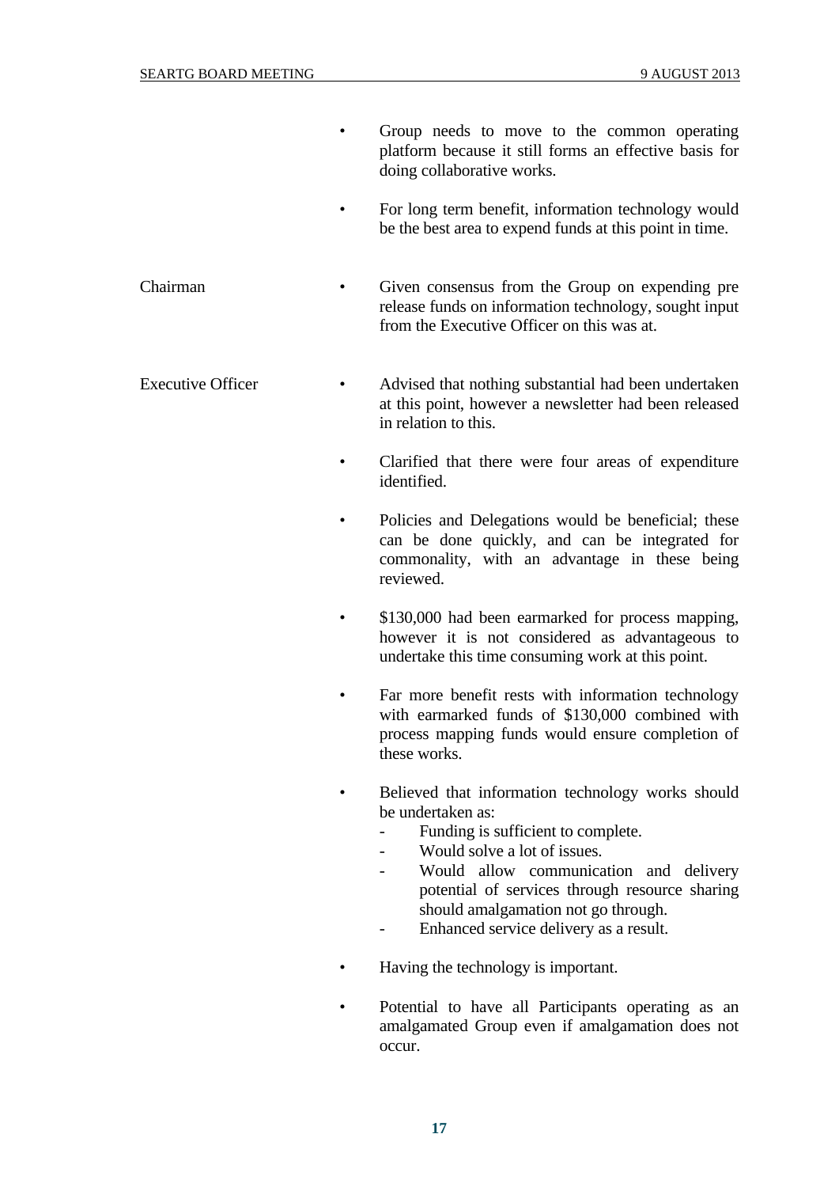- Group needs to move to the common operating platform because it still forms an effective basis for doing collaborative works.
- For long term benefit, information technology would be the best area to expend funds at this point in time.

Chairman

- Given consensus from the Group on expending pre release funds on information technology, sought input from the Executive Officer on this was at.

Executive Officer

- Advised that nothing substantial had been undertaken at this point, however a newsletter had been released in relation to this.
- Clarified that there were four areas of expenditure identified.
- Policies and Delegations would be beneficial; these can be done quickly, and can be integrated for commonality, with an advantage in these being reviewed.
- $130,000 had been earmarked for process mapping, however it is not considered as advantageous to undertake this time consuming work at this point.
- Far more benefit rests with information technology with earmarked funds of $130,000 combined with process mapping funds would ensure completion of these works.
- Believed that information technology works should be undertaken as:
  - Funding is sufficient to complete.
  - Would solve a lot of issues.
  - Would allow communication and delivery potential of services through resource sharing should amalgamation not go through.
  - Enhanced service delivery as a result.
- Having the technology is important.
- Potential to have all Participants operating as an amalgamated Group even if amalgamation does not occur.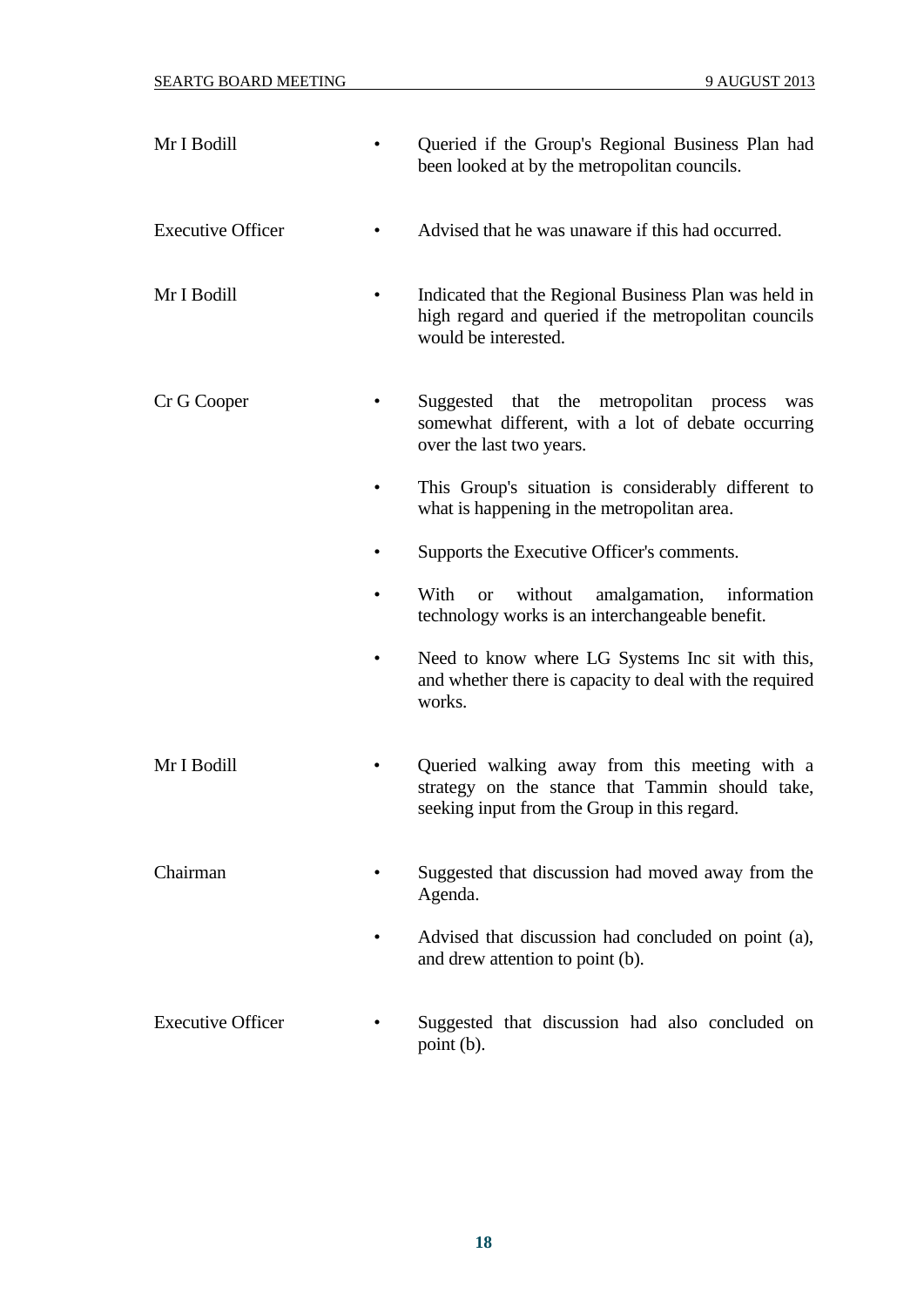| | |
|---|---|
| Mr I Bodill | • Queried if the Group's Regional Business Plan had been looked at by the metropolitan councils. |
| Executive Officer | • Advised that he was unaware if this had occurred. |
| Mr I Bodill | • Indicated that the Regional Business Plan was held in high regard and queried if the metropolitan councils would be interested. |
| Cr G Cooper | • Suggested that the metropolitan process was somewhat different, with a lot of debate occurring over the last two years.<br>• This Group's situation is considerably different to what is happening in the metropolitan area.<br>• Supports the Executive Officer's comments.<br>• With or without amalgamation, information technology works is an interchangeable benefit.<br>• Need to know where LG Systems Inc sit with this, and whether there is capacity to deal with the required works. |
| Mr I Bodill | • Queried walking away from this meeting with a strategy on the stance that Tammin should take, seeking input from the Group in this regard. |
| Chairman | • Suggested that discussion had moved away from the Agenda.<br>• Advised that discussion had concluded on point (a), and drew attention to point (b). |
| Executive Officer | • Suggested that discussion had also concluded on point (b). |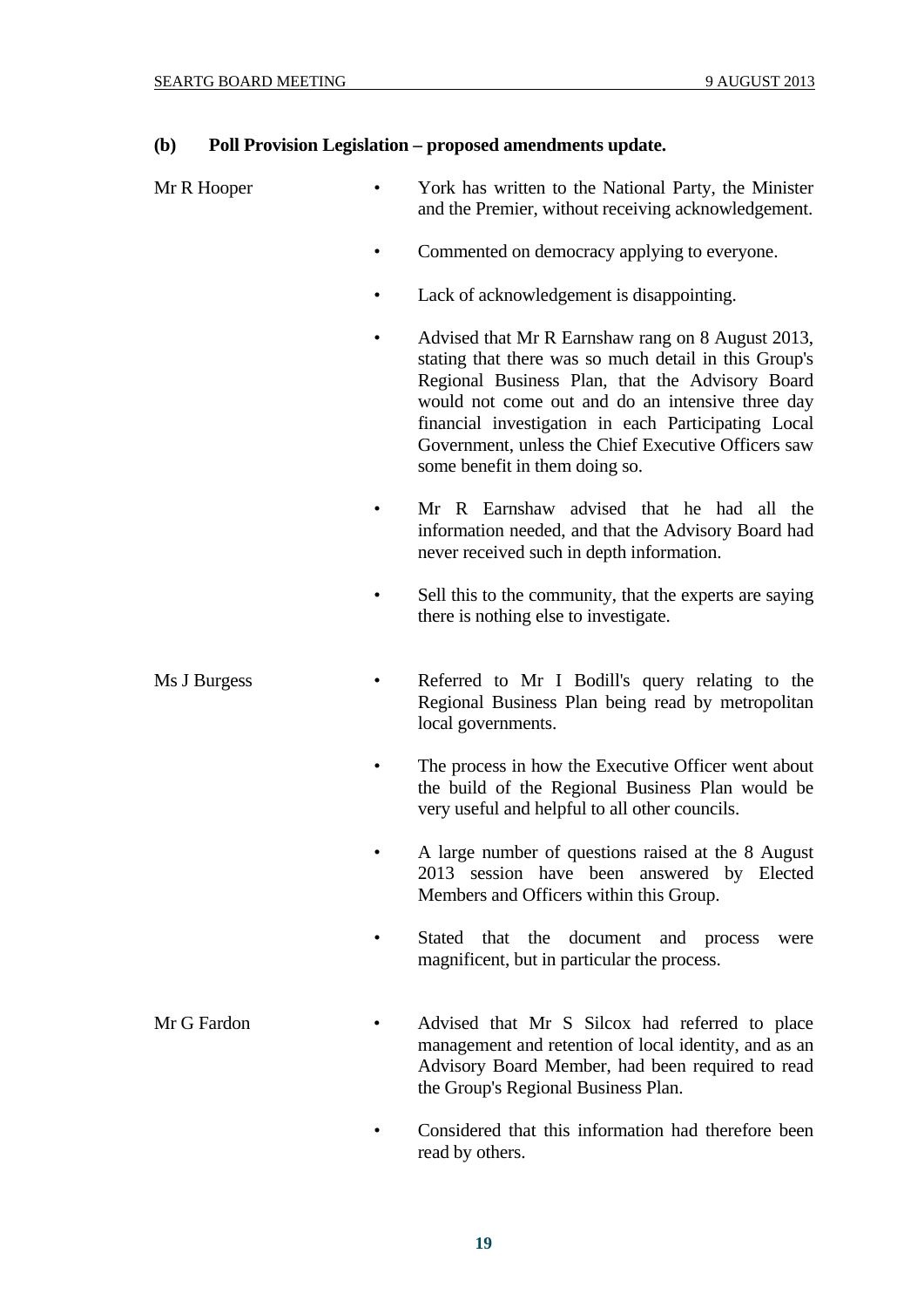### (b) Poll Provision Legislation – proposed amendments update.

**Mr R Hooper**

- York has written to the National Party, the Minister and the Premier, without receiving acknowledgement.
- Commented on democracy applying to everyone.
- Lack of acknowledgement is disappointing.
- Advised that Mr R Earnshaw rang on 8 August 2013, stating that there was so much detail in this Group's Regional Business Plan, that the Advisory Board would not come out and do an intensive three day financial investigation in each Participating Local Government, unless the Chief Executive Officers saw some benefit in them doing so.
- Mr R Earnshaw advised that he had all the information needed, and that the Advisory Board had never received such in depth information.
- Sell this to the community, that the experts are saying there is nothing else to investigate.

**Ms J Burgess**

- Referred to Mr I Bodill's query relating to the Regional Business Plan being read by metropolitan local governments.
- The process in how the Executive Officer went about the build of the Regional Business Plan would be very useful and helpful to all other councils.
- A large number of questions raised at the 8 August 2013 session have been answered by Elected Members and Officers within this Group.
- Stated that the document and process were magnificent, but in particular the process.

**Mr G Fardon**

- Advised that Mr S Silcox had referred to place management and retention of local identity, and as an Advisory Board Member, had been required to read the Group's Regional Business Plan.
- Considered that this information had therefore been read by others.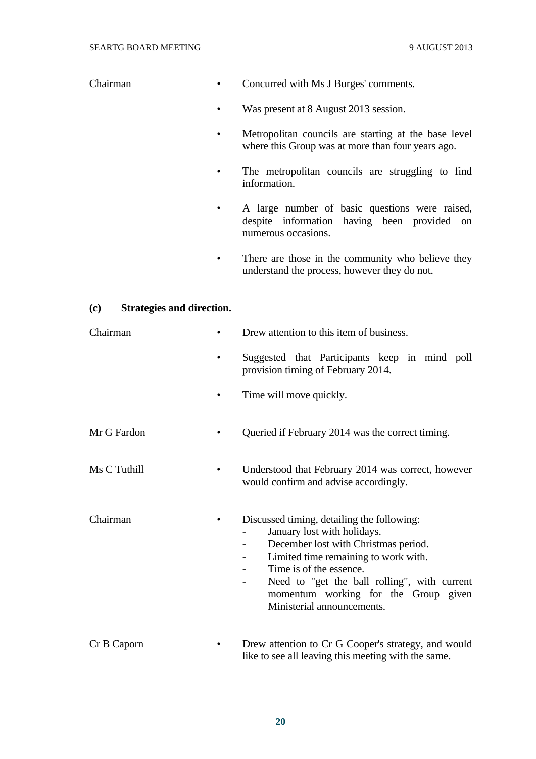Chairman

- Concurred with Ms J Burges' comments.
- Was present at 8 August 2013 session.
- Metropolitan councils are starting at the base level where this Group was at more than four years ago.
- The metropolitan councils are struggling to find information.
- A large number of basic questions were raised, despite information having been provided on numerous occasions.
- There are those in the community who believe they understand the process, however they do not.

**(c) Strategies and direction.**

Chairman

- Drew attention to this item of business.
- Suggested that Participants keep in mind poll provision timing of February 2014.
- Time will move quickly.

Mr G Fardon

- Queried if February 2014 was the correct timing.

Ms C Tuthill

- Understood that February 2014 was correct, however would confirm and advise accordingly.

Chairman

- Discussed timing, detailing the following:
  - January lost with holidays.
  - December lost with Christmas period.
  - Limited time remaining to work with.
  - Time is of the essence.
  - Need to "get the ball rolling", with current momentum working for the Group given Ministerial announcements.

Cr B Caporn

- Drew attention to Cr G Cooper's strategy, and would like to see all leaving this meeting with the same.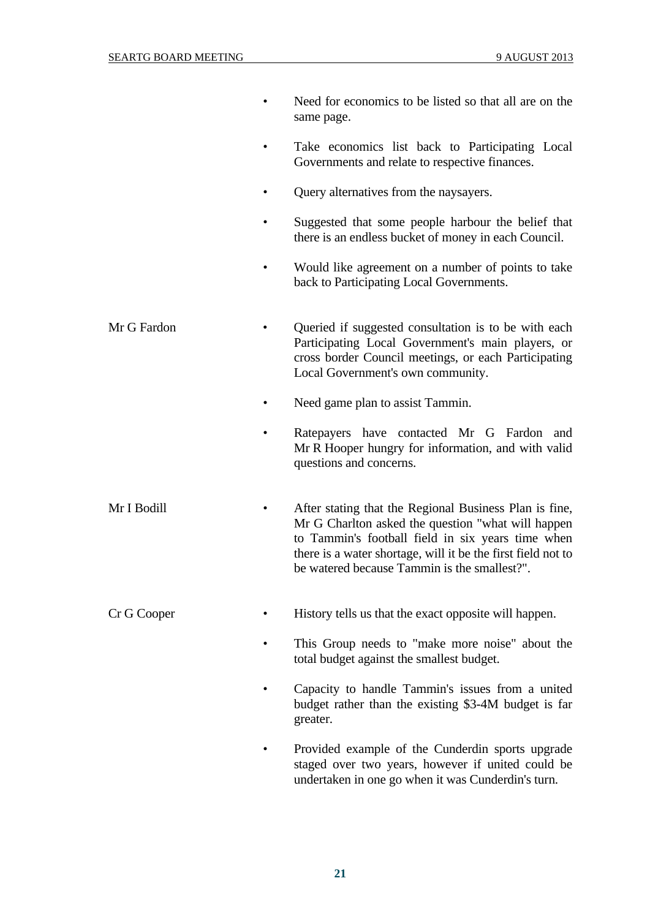- Need for economics to be listed so that all are on the same page.
- Take economics list back to Participating Local Governments and relate to respective finances.
- Query alternatives from the naysayers.
- Suggested that some people harbour the belief that there is an endless bucket of money in each Council.
- Would like agreement on a number of points to take back to Participating Local Governments.

Mr G Fardon

- Queried if suggested consultation is to be with each Participating Local Government's main players, or cross border Council meetings, or each Participating Local Government's own community.
- Need game plan to assist Tammin.
- Ratepayers have contacted Mr G Fardon and Mr R Hooper hungry for information, and with valid questions and concerns.

Mr I Bodill

- After stating that the Regional Business Plan is fine, Mr G Charlton asked the question "what will happen to Tammin's football field in six years time when there is a water shortage, will it be the first field not to be watered because Tammin is the smallest?".

Cr G Cooper

- History tells us that the exact opposite will happen.
- This Group needs to "make more noise" about the total budget against the smallest budget.
- Capacity to handle Tammin's issues from a united budget rather than the existing $3-4M budget is far greater.
- Provided example of the Cunderdin sports upgrade staged over two years, however if united could be undertaken in one go when it was Cunderdin's turn.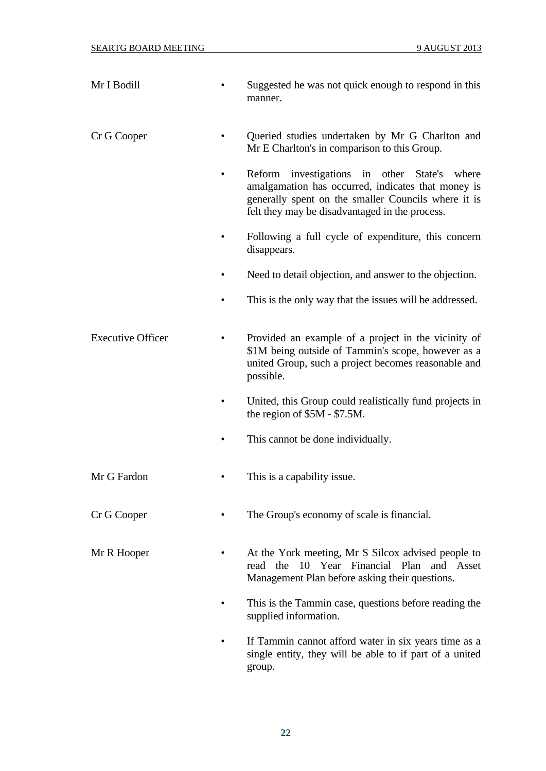| | |
|---|---|
| Mr I Bodill | • Suggested he was not quick enough to respond in this manner. |
| Cr G Cooper | • Queried studies undertaken by Mr G Charlton and Mr E Charlton's in comparison to this Group.<br>• Reform investigations in other State's where amalgamation has occurred, indicates that money is generally spent on the smaller Councils where it is felt they may be disadvantaged in the process.<br>• Following a full cycle of expenditure, this concern disappears.<br>• Need to detail objection, and answer to the objection.<br>• This is the only way that the issues will be addressed. |
| Executive Officer | • Provided an example of a project in the vicinity of \$1M being outside of Tammin's scope, however as a united Group, such a project becomes reasonable and possible.<br>• United, this Group could realistically fund projects in the region of \$5M - \$7.5M.<br>• This cannot be done individually. |
| Mr G Fardon | • This is a capability issue. |
| Cr G Cooper | • The Group's economy of scale is financial. |
| Mr R Hooper | • At the York meeting, Mr S Silcox advised people to read the 10 Year Financial Plan and Asset Management Plan before asking their questions.<br>• This is the Tammin case, questions before reading the supplied information.<br>• If Tammin cannot afford water in six years time as a single entity, they will be able to if part of a united group. |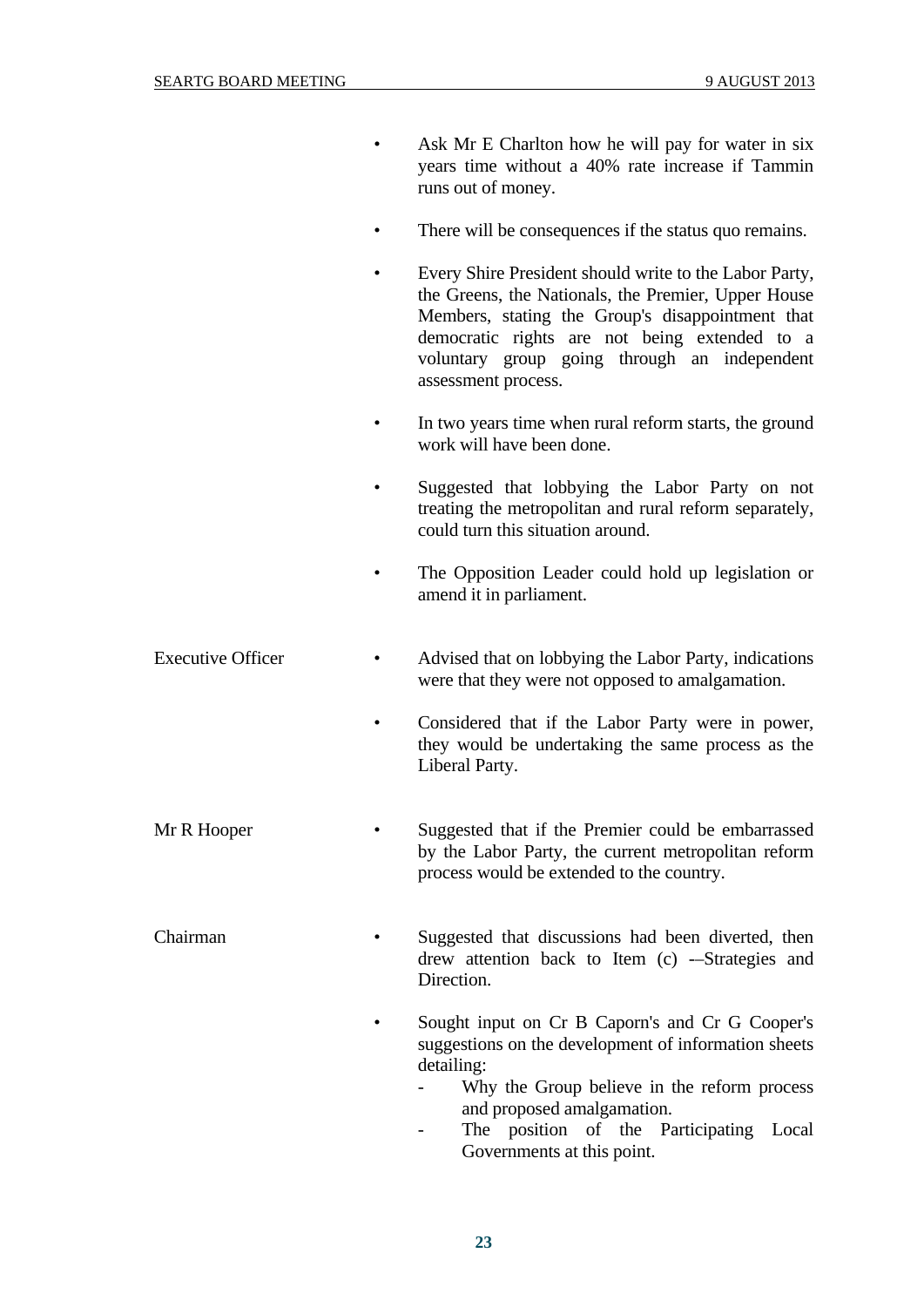- Ask Mr E Charlton how he will pay for water in six years time without a 40% rate increase if Tammin runs out of money.
- There will be consequences if the status quo remains.
- Every Shire President should write to the Labor Party, the Greens, the Nationals, the Premier, Upper House Members, stating the Group's disappointment that democratic rights are not being extended to a voluntary group going through an independent assessment process.
- In two years time when rural reform starts, the ground work will have been done.
- Suggested that lobbying the Labor Party on not treating the metropolitan and rural reform separately, could turn this situation around.
- The Opposition Leader could hold up legislation or amend it in parliament.

**Executive Officer**

- Advised that on lobbying the Labor Party, indications were that they were not opposed to amalgamation.
- Considered that if the Labor Party were in power, they would be undertaking the same process as the Liberal Party.

**Mr R Hooper**

- Suggested that if the Premier could be embarrassed by the Labor Party, the current metropolitan reform process would be extended to the country.

**Chairman**

- Suggested that discussions had been diverted, then drew attention back to Item (c) -–Strategies and Direction.
- Sought input on Cr B Caporn's and Cr G Cooper's suggestions on the development of information sheets detailing:
  - Why the Group believe in the reform process and proposed amalgamation.
  - The position of the Participating Local Governments at this point.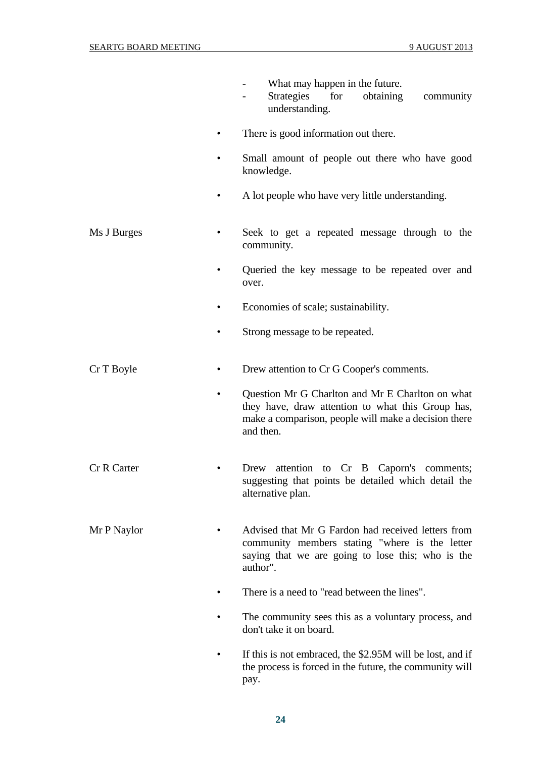- What may happen in the future.
- Strategies for obtaining community understanding.

- There is good information out there.
- Small amount of people out there who have good knowledge.
- A lot people who have very little understanding.

Ms J Burges

- Seek to get a repeated message through to the community.
- Queried the key message to be repeated over and over.
- Economies of scale; sustainability.
- Strong message to be repeated.

Cr T Boyle

- Drew attention to Cr G Cooper's comments.
- Question Mr G Charlton and Mr E Charlton on what they have, draw attention to what this Group has, make a comparison, people will make a decision there and then.

Cr R Carter

- Drew attention to Cr B Caporn's comments; suggesting that points be detailed which detail the alternative plan.

Mr P Naylor

- Advised that Mr G Fardon had received letters from community members stating "where is the letter saying that we are going to lose this; who is the author".
- There is a need to "read between the lines".
- The community sees this as a voluntary process, and don't take it on board.
- If this is not embraced, the $2.95M will be lost, and if the process is forced in the future, the community will pay.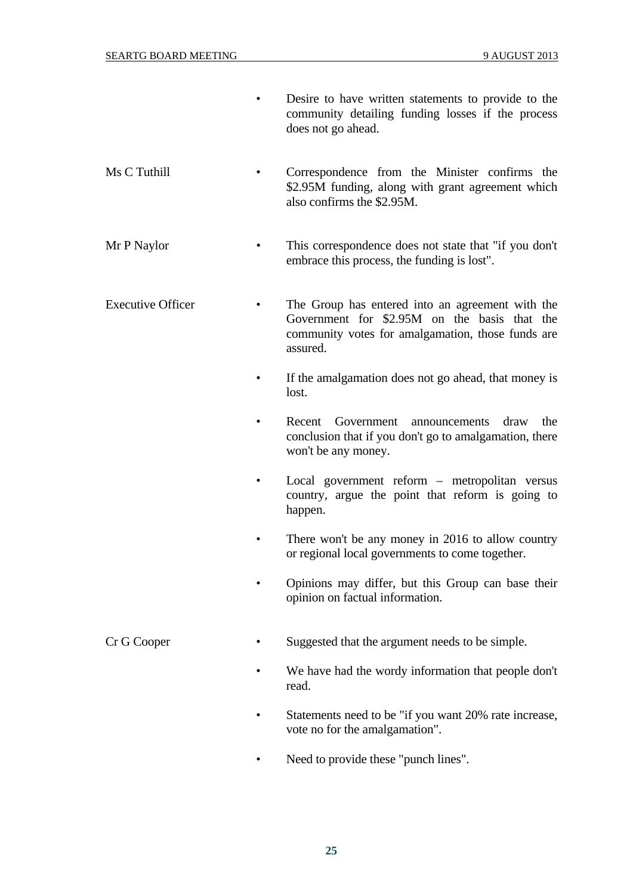- Desire to have written statements to provide to the community detailing funding losses if the process does not go ahead.

Ms C Tuthill

- Correspondence from the Minister confirms the $2.95M funding, along with grant agreement which also confirms the $2.95M.

Mr P Naylor

- This correspondence does not state that "if you don't embrace this process, the funding is lost".

Executive Officer

- The Group has entered into an agreement with the Government for $2.95M on the basis that the community votes for amalgamation, those funds are assured.
- If the amalgamation does not go ahead, that money is lost.
- Recent Government announcements draw the conclusion that if you don't go to amalgamation, there won't be any money.
- Local government reform – metropolitan versus country, argue the point that reform is going to happen.
- There won't be any money in 2016 to allow country or regional local governments to come together.
- Opinions may differ, but this Group can base their opinion on factual information.

Cr G Cooper

- Suggested that the argument needs to be simple.
- We have had the wordy information that people don't read.
- Statements need to be "if you want 20% rate increase, vote no for the amalgamation".
- Need to provide these "punch lines".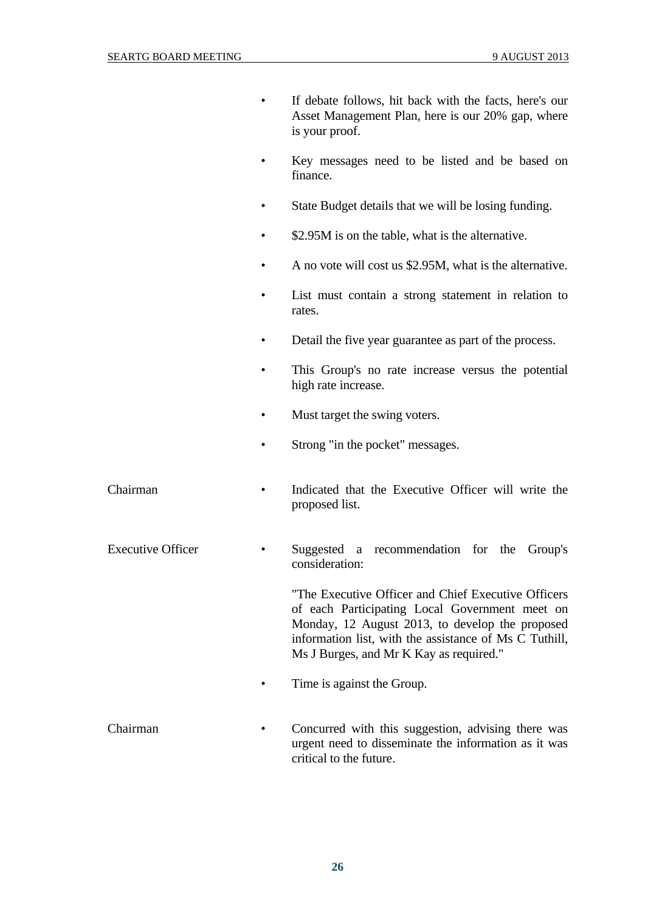- If debate follows, hit back with the facts, here's our Asset Management Plan, here is our 20% gap, where is your proof.
- Key messages need to be listed and be based on finance.
- State Budget details that we will be losing funding.
- $2.95M is on the table, what is the alternative.
- A no vote will cost us $2.95M, what is the alternative.
- List must contain a strong statement in relation to rates.
- Detail the five year guarantee as part of the process.
- This Group's no rate increase versus the potential high rate increase.
- Must target the swing voters.
- Strong "in the pocket" messages.

Chairman

- Indicated that the Executive Officer will write the proposed list.

Executive Officer

- Suggested a recommendation for the Group's consideration:

  "The Executive Officer and Chief Executive Officers of each Participating Local Government meet on Monday, 12 August 2013, to develop the proposed information list, with the assistance of Ms C Tuthill, Ms J Burges, and Mr K Kay as required."

- Time is against the Group.

Chairman

- Concurred with this suggestion, advising there was urgent need to disseminate the information as it was critical to the future.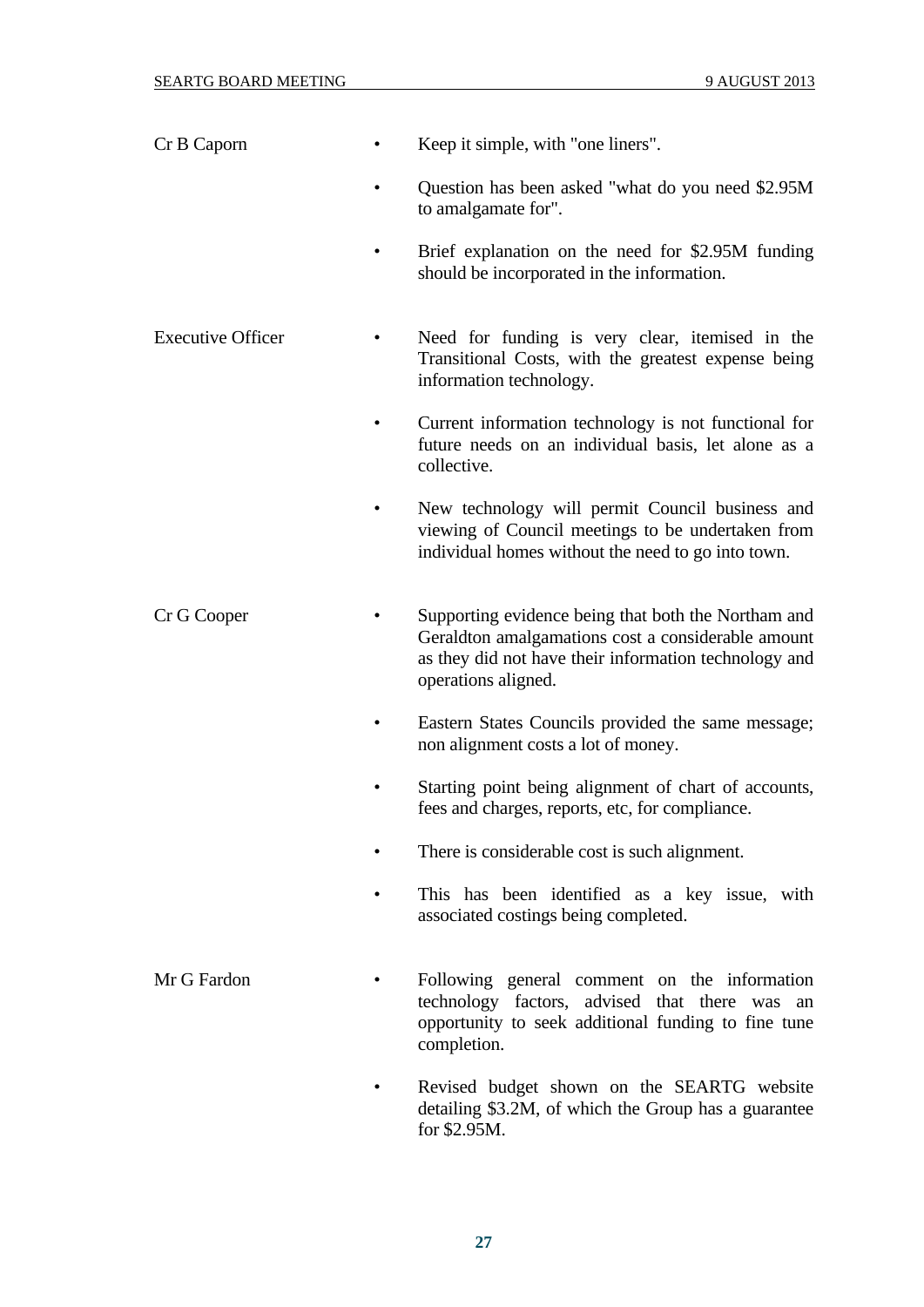Cr B Caporn

- Keep it simple, with "one liners".
- Question has been asked "what do you need $2.95M to amalgamate for".
- Brief explanation on the need for $2.95M funding should be incorporated in the information.

Executive Officer

- Need for funding is very clear, itemised in the Transitional Costs, with the greatest expense being information technology.
- Current information technology is not functional for future needs on an individual basis, let alone as a collective.
- New technology will permit Council business and viewing of Council meetings to be undertaken from individual homes without the need to go into town.

Cr G Cooper

- Supporting evidence being that both the Northam and Geraldton amalgamations cost a considerable amount as they did not have their information technology and operations aligned.
- Eastern States Councils provided the same message; non alignment costs a lot of money.
- Starting point being alignment of chart of accounts, fees and charges, reports, etc, for compliance.
- There is considerable cost is such alignment.
- This has been identified as a key issue, with associated costings being completed.

Mr G Fardon

- Following general comment on the information technology factors, advised that there was an opportunity to seek additional funding to fine tune completion.
- Revised budget shown on the SEARTG website detailing $3.2M, of which the Group has a guarantee for $2.95M.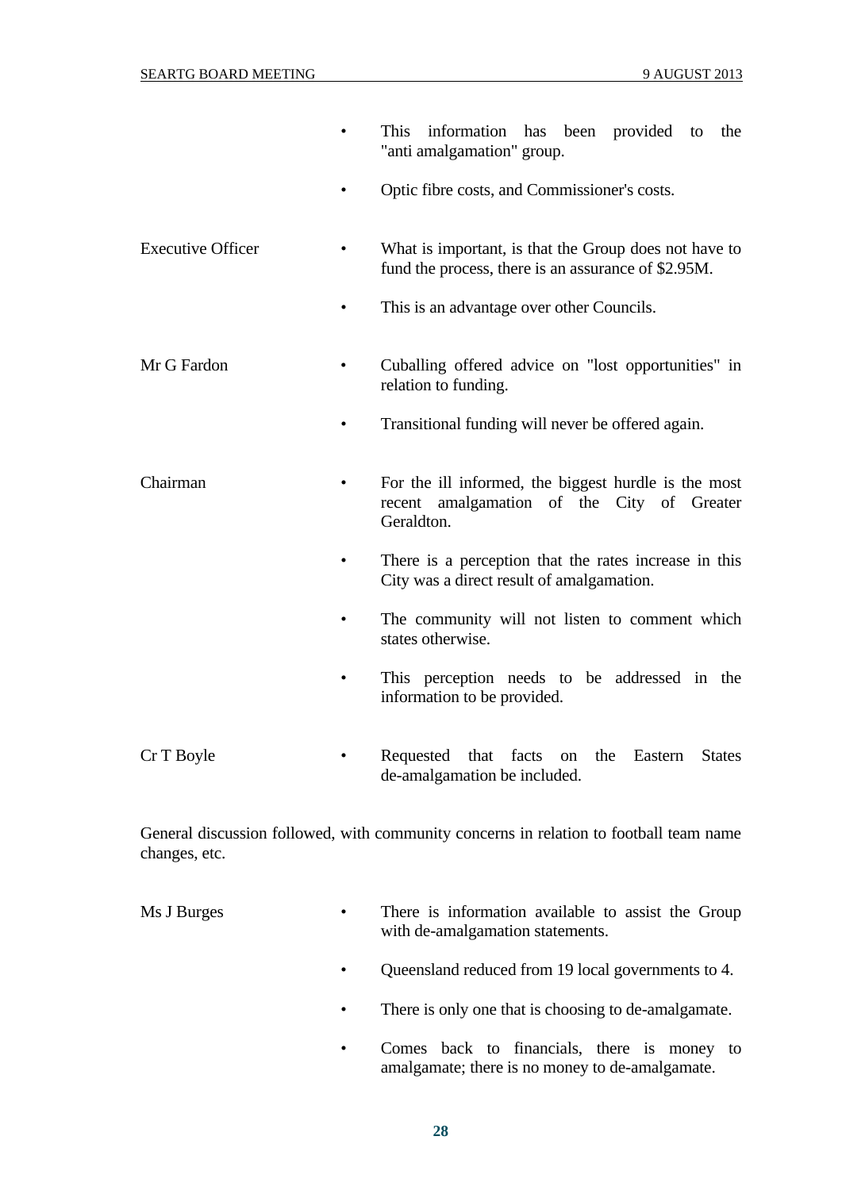| | |
|---|---|
| | • This information has been provided to the "anti amalgamation" group. |
| | • Optic fibre costs, and Commissioner's costs. |
| Executive Officer | • What is important, is that the Group does not have to fund the process, there is an assurance of $2.95M. |
| | • This is an advantage over other Councils. |
| Mr G Fardon | • Cuballing offered advice on "lost opportunities" in relation to funding. |
| | • Transitional funding will never be offered again. |
| Chairman | • For the ill informed, the biggest hurdle is the most recent amalgamation of the City of Greater Geraldton. |
| | • There is a perception that the rates increase in this City was a direct result of amalgamation. |
| | • The community will not listen to comment which states otherwise. |
| | • This perception needs to be addressed in the information to be provided. |
| Cr T Boyle | • Requested that facts on the Eastern States de-amalgamation be included. |

General discussion followed, with community concerns in relation to football team name changes, etc.

| | |
|---|---|
| Ms J Burges | • There is information available to assist the Group with de-amalgamation statements. |
| | • Queensland reduced from 19 local governments to 4. |
| | • There is only one that is choosing to de-amalgamate. |
| | • Comes back to financials, there is money to amalgamate; there is no money to de-amalgamate. |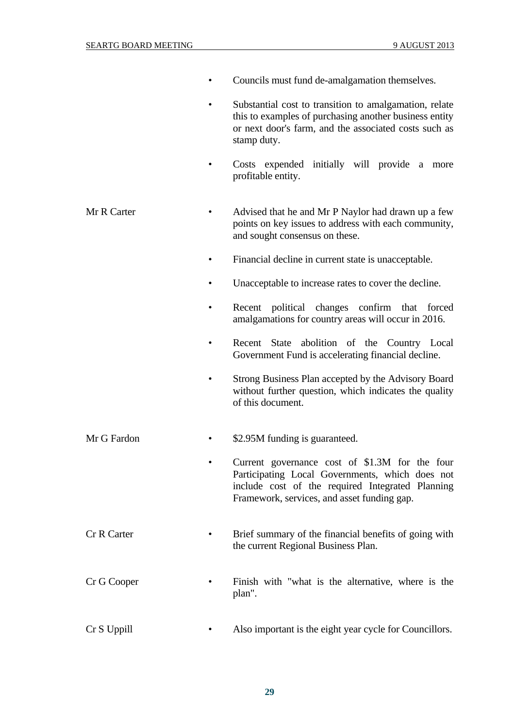- Councils must fund de-amalgamation themselves.
- Substantial cost to transition to amalgamation, relate this to examples of purchasing another business entity or next door's farm, and the associated costs such as stamp duty.
- Costs expended initially will provide a more profitable entity.

| | |
|---|---|
| Mr R Carter | • Advised that he and Mr P Naylor had drawn up a few points on key issues to address with each community, and sought consensus on these. |
| | • Financial decline in current state is unacceptable. |
| | • Unacceptable to increase rates to cover the decline. |
| | • Recent political changes confirm that forced amalgamations for country areas will occur in 2016. |
| | • Recent State abolition of the Country Local Government Fund is accelerating financial decline. |
| | • Strong Business Plan accepted by the Advisory Board without further question, which indicates the quality of this document. |
| Mr G Fardon | • $2.95M funding is guaranteed. |
| | • Current governance cost of $1.3M for the four Participating Local Governments, which does not include cost of the required Integrated Planning Framework, services, and asset funding gap. |
| Cr R Carter | • Brief summary of the financial benefits of going with the current Regional Business Plan. |
| Cr G Cooper | • Finish with "what is the alternative, where is the plan". |
| Cr S Uppill | • Also important is the eight year cycle for Councillors. |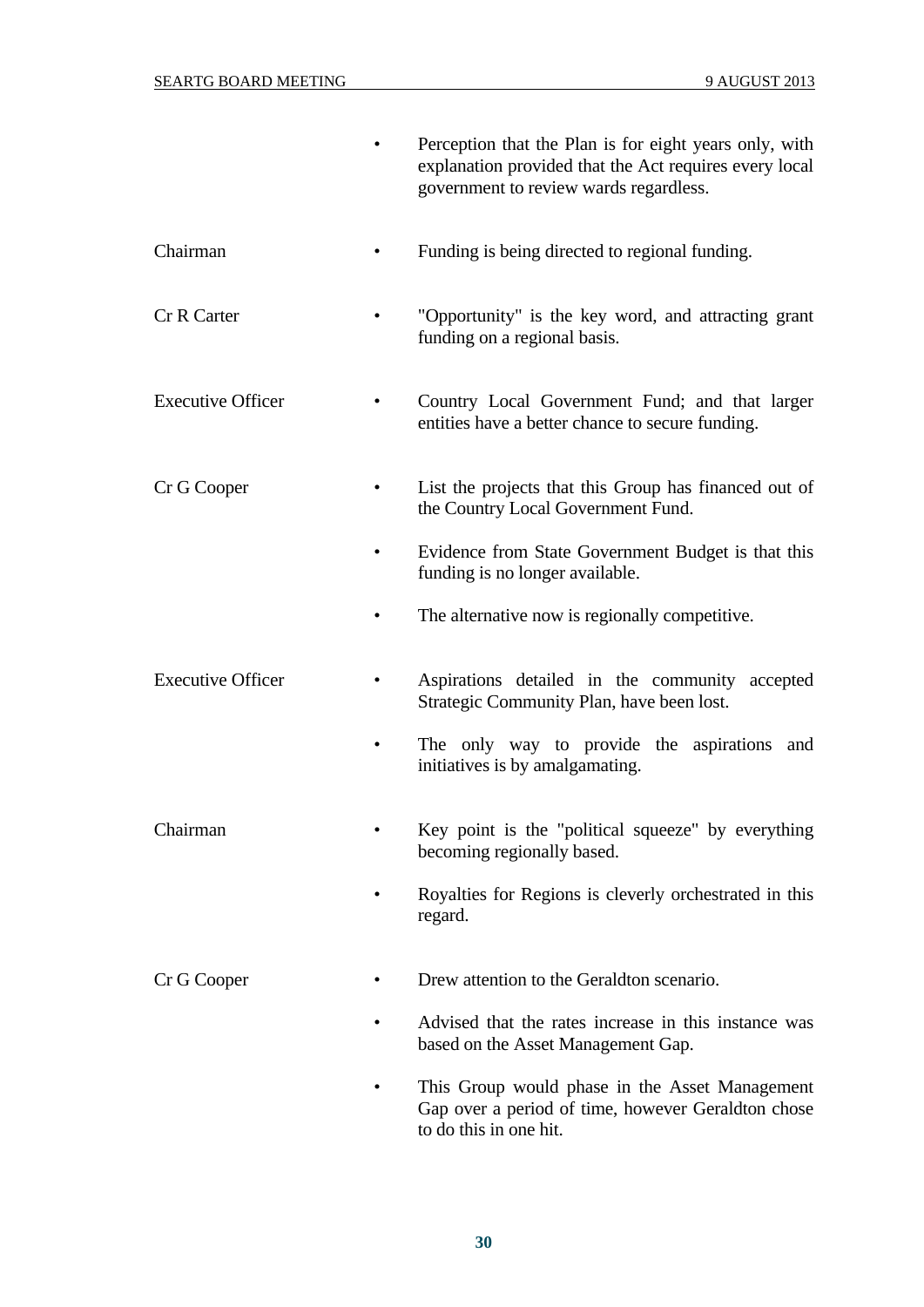| | |
|---|---|
| | • Perception that the Plan is for eight years only, with explanation provided that the Act requires every local government to review wards regardless. |
| Chairman | • Funding is being directed to regional funding. |
| Cr R Carter | • "Opportunity" is the key word, and attracting grant funding on a regional basis. |
| Executive Officer | • Country Local Government Fund; and that larger entities have a better chance to secure funding. |
| Cr G Cooper | • List the projects that this Group has financed out of the Country Local Government Fund.<br>• Evidence from State Government Budget is that this funding is no longer available.<br>• The alternative now is regionally competitive. |
| Executive Officer | • Aspirations detailed in the community accepted Strategic Community Plan, have been lost.<br>• The only way to provide the aspirations and initiatives is by amalgamating. |
| Chairman | • Key point is the "political squeeze" by everything becoming regionally based.<br>• Royalties for Regions is cleverly orchestrated in this regard. |
| Cr G Cooper | • Drew attention to the Geraldton scenario.<br>• Advised that the rates increase in this instance was based on the Asset Management Gap.<br>• This Group would phase in the Asset Management Gap over a period of time, however Geraldton chose to do this in one hit. |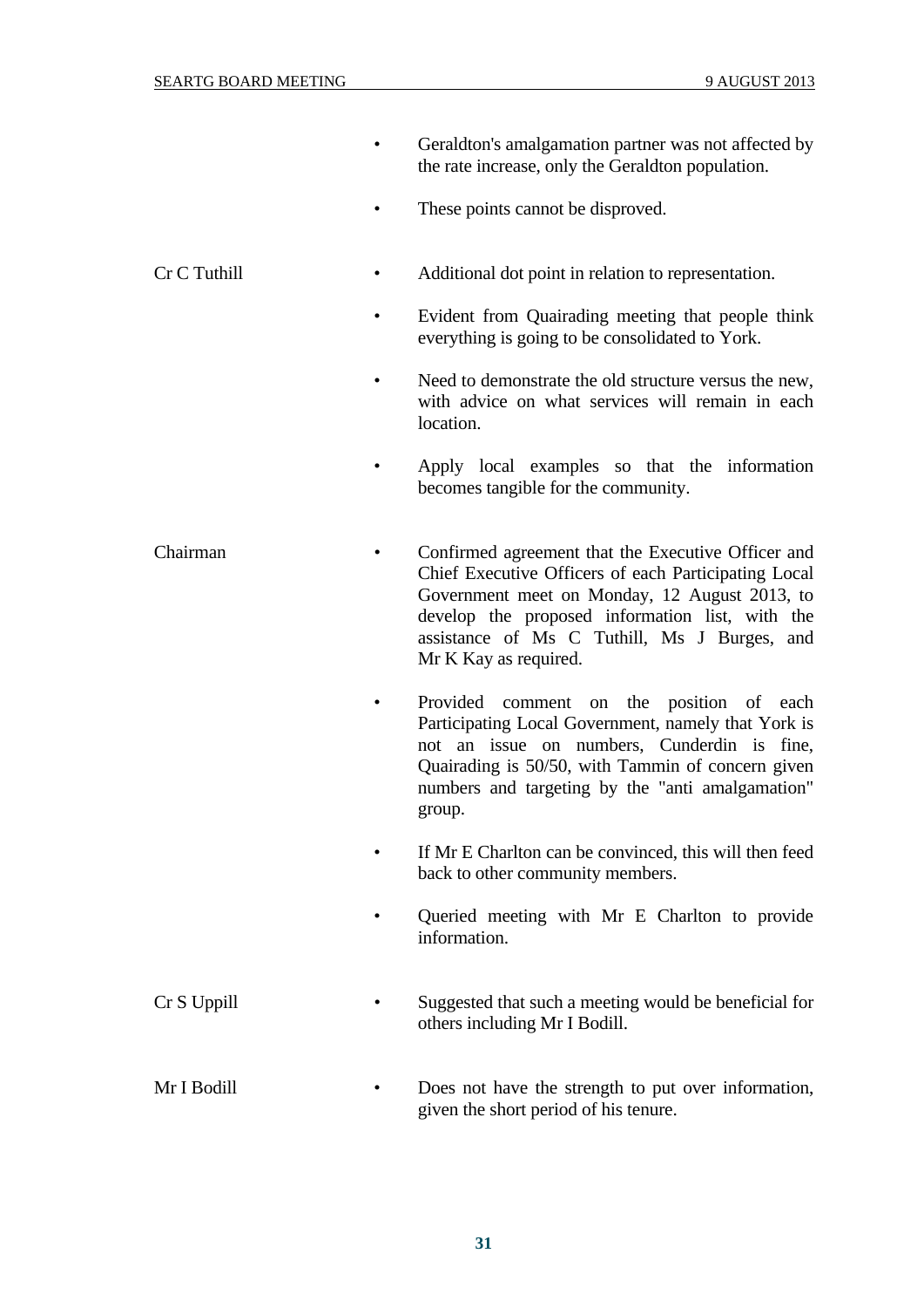- Geraldton's amalgamation partner was not affected by the rate increase, only the Geraldton population.
- These points cannot be disproved.

**Cr C Tuthill**

- Additional dot point in relation to representation.
- Evident from Quairading meeting that people think everything is going to be consolidated to York.
- Need to demonstrate the old structure versus the new, with advice on what services will remain in each location.
- Apply local examples so that the information becomes tangible for the community.

**Chairman**

- Confirmed agreement that the Executive Officer and Chief Executive Officers of each Participating Local Government meet on Monday, 12 August 2013, to develop the proposed information list, with the assistance of Ms C Tuthill, Ms J Burges, and Mr K Kay as required.
- Provided comment on the position of each Participating Local Government, namely that York is not an issue on numbers, Cunderdin is fine, Quairading is 50/50, with Tammin of concern given numbers and targeting by the "anti amalgamation" group.
- If Mr E Charlton can be convinced, this will then feed back to other community members.
- Queried meeting with Mr E Charlton to provide information.

**Cr S Uppill**

- Suggested that such a meeting would be beneficial for others including Mr I Bodill.

**Mr I Bodill**

- Does not have the strength to put over information, given the short period of his tenure.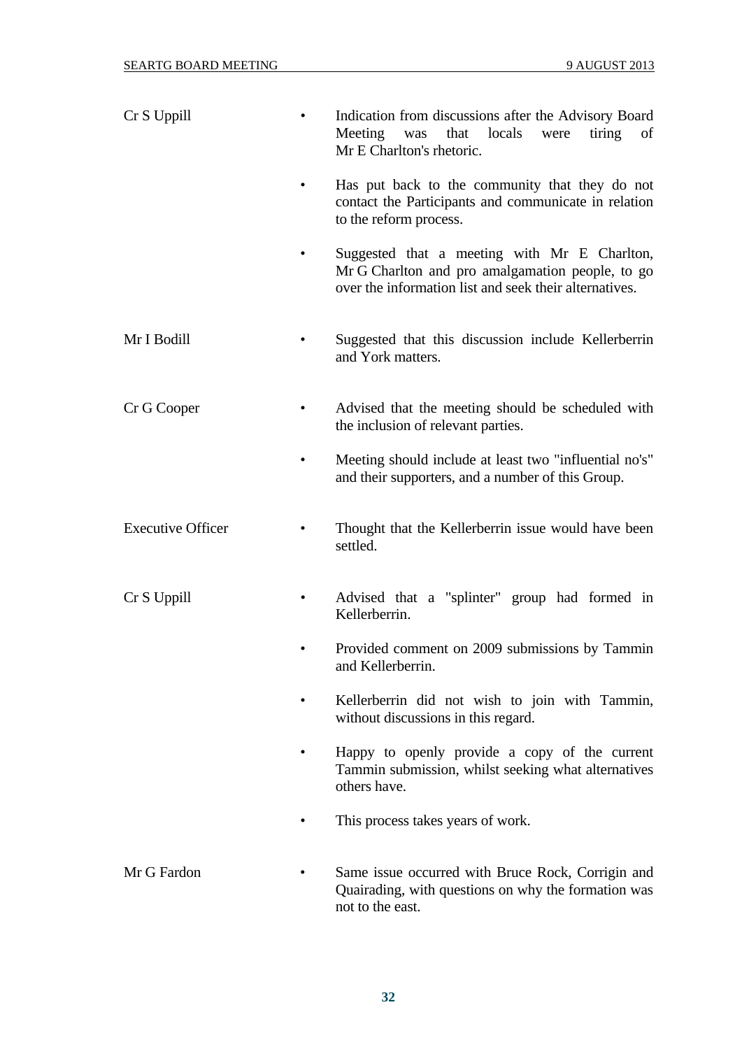| | |
|---|---|
| Cr S Uppill | • Indication from discussions after the Advisory Board Meeting was that locals were tiring of Mr E Charlton's rhetoric.<br>• Has put back to the community that they do not contact the Participants and communicate in relation to the reform process.<br>• Suggested that a meeting with Mr E Charlton, Mr G Charlton and pro amalgamation people, to go over the information list and seek their alternatives. |
| Mr I Bodill | • Suggested that this discussion include Kellerberrin and York matters. |
| Cr G Cooper | • Advised that the meeting should be scheduled with the inclusion of relevant parties.<br>• Meeting should include at least two "influential no's" and their supporters, and a number of this Group. |
| Executive Officer | • Thought that the Kellerberrin issue would have been settled. |
| Cr S Uppill | • Advised that a "splinter" group had formed in Kellerberrin.<br>• Provided comment on 2009 submissions by Tammin and Kellerberrin.<br>• Kellerberrin did not wish to join with Tammin, without discussions in this regard.<br>• Happy to openly provide a copy of the current Tammin submission, whilst seeking what alternatives others have.<br>• This process takes years of work. |
| Mr G Fardon | • Same issue occurred with Bruce Rock, Corrigin and Quairading, with questions on why the formation was not to the east. |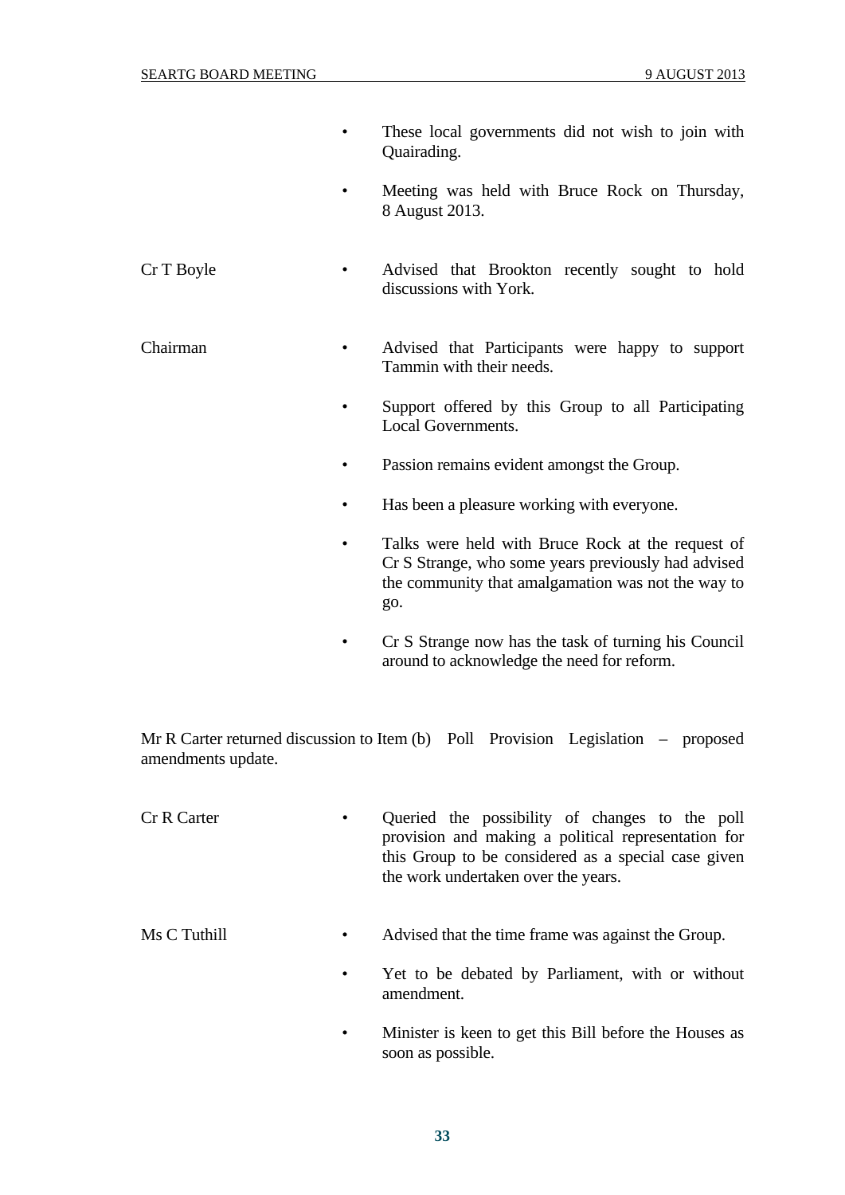- These local governments did not wish to join with Quairading.
- Meeting was held with Bruce Rock on Thursday, 8 August 2013.

Cr T Boyle

- Advised that Brookton recently sought to hold discussions with York.

Chairman

- Advised that Participants were happy to support Tammin with their needs.
- Support offered by this Group to all Participating Local Governments.
- Passion remains evident amongst the Group.
- Has been a pleasure working with everyone.
- Talks were held with Bruce Rock at the request of Cr S Strange, who some years previously had advised the community that amalgamation was not the way to go.
- Cr S Strange now has the task of turning his Council around to acknowledge the need for reform.

Mr R Carter returned discussion to Item (b) Poll Provision Legislation – proposed amendments update.

Cr R Carter

- Queried the possibility of changes to the poll provision and making a political representation for this Group to be considered as a special case given the work undertaken over the years.

Ms C Tuthill

- Advised that the time frame was against the Group.
- Yet to be debated by Parliament, with or without amendment.
- Minister is keen to get this Bill before the Houses as soon as possible.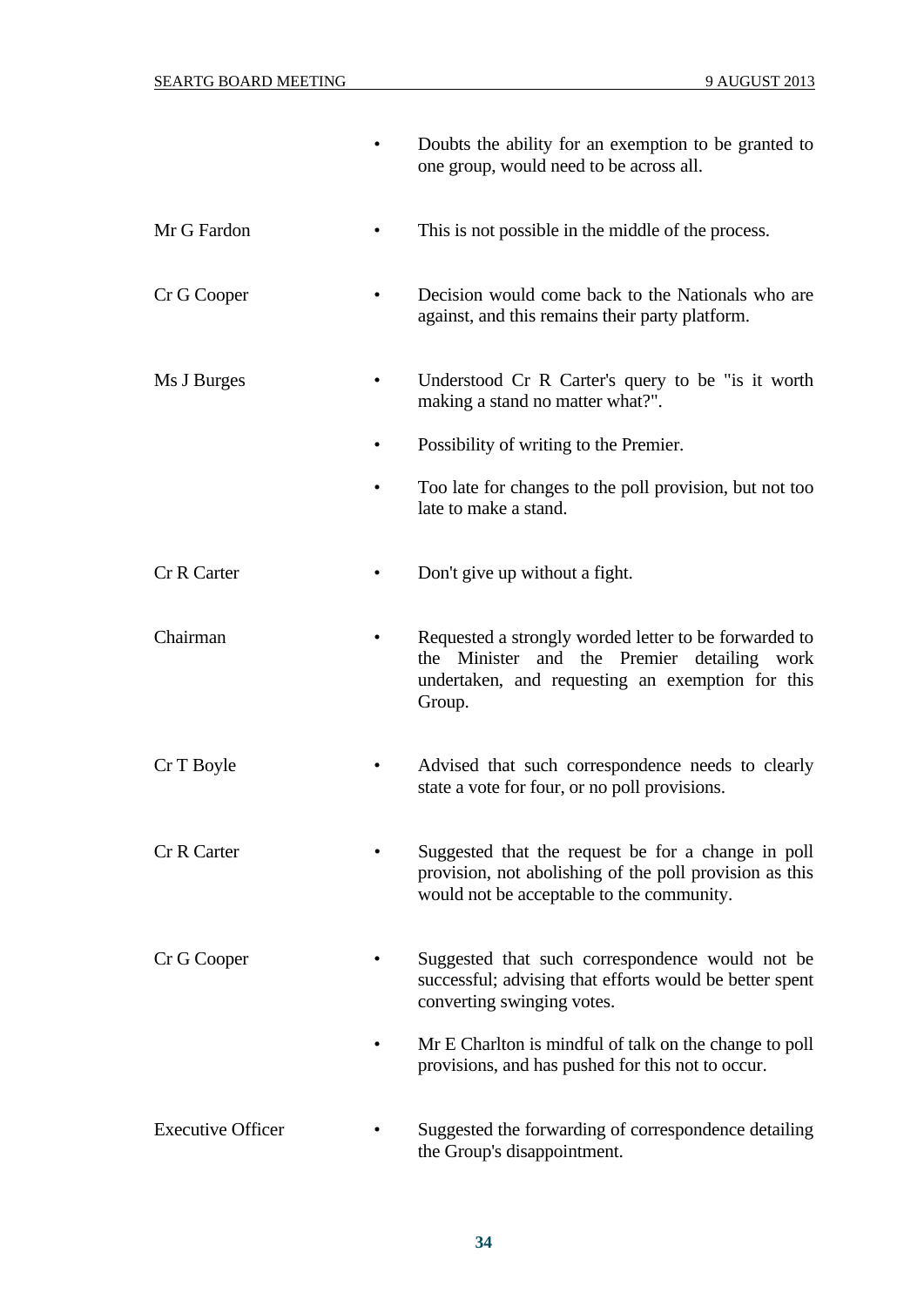| | |
|---|---|
| | • Doubts the ability for an exemption to be granted to one group, would need to be across all. |
| Mr G Fardon | • This is not possible in the middle of the process. |
| Cr G Cooper | • Decision would come back to the Nationals who are against, and this remains their party platform. |
| Ms J Burges | • Understood Cr R Carter's query to be "is it worth making a stand no matter what?". |
| | • Possibility of writing to the Premier. |
| | • Too late for changes to the poll provision, but not too late to make a stand. |
| Cr R Carter | • Don't give up without a fight. |
| Chairman | • Requested a strongly worded letter to be forwarded to the Minister and the Premier detailing work undertaken, and requesting an exemption for this Group. |
| Cr T Boyle | • Advised that such correspondence needs to clearly state a vote for four, or no poll provisions. |
| Cr R Carter | • Suggested that the request be for a change in poll provision, not abolishing of the poll provision as this would not be acceptable to the community. |
| Cr G Cooper | • Suggested that such correspondence would not be successful; advising that efforts would be better spent converting swinging votes. |
| | • Mr E Charlton is mindful of talk on the change to poll provisions, and has pushed for this not to occur. |
| Executive Officer | • Suggested the forwarding of correspondence detailing the Group's disappointment. |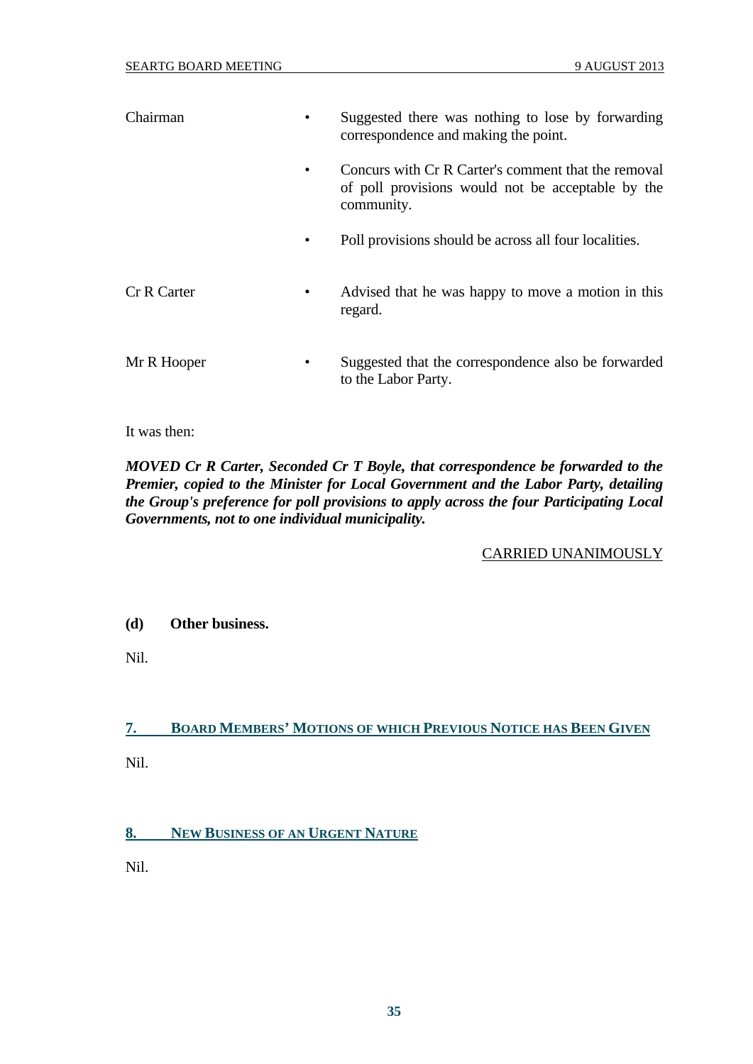| | | |
|---|---|---|
| Chairman | • | Suggested there was nothing to lose by forwarding correspondence and making the point. |
| | • | Concurs with Cr R Carter's comment that the removal of poll provisions would not be acceptable by the community. |
| | • | Poll provisions should be across all four localities. |
| Cr R Carter | • | Advised that he was happy to move a motion in this regard. |
| Mr R Hooper | • | Suggested that the correspondence also be forwarded to the Labor Party. |

It was then:

***MOVED Cr R Carter, Seconded Cr T Boyle, that correspondence be forwarded to the Premier, copied to the Minister for Local Government and the Labor Party, detailing the Group's preference for poll provisions to apply across the four Participating Local Governments, not to one individual municipality.***

CARRIED UNANIMOUSLY

**(d) Other business.**

Nil.

## 7. Board Members' Motions of which Previous Notice has Been Given

Nil.

## 8. New Business of an Urgent Nature

Nil.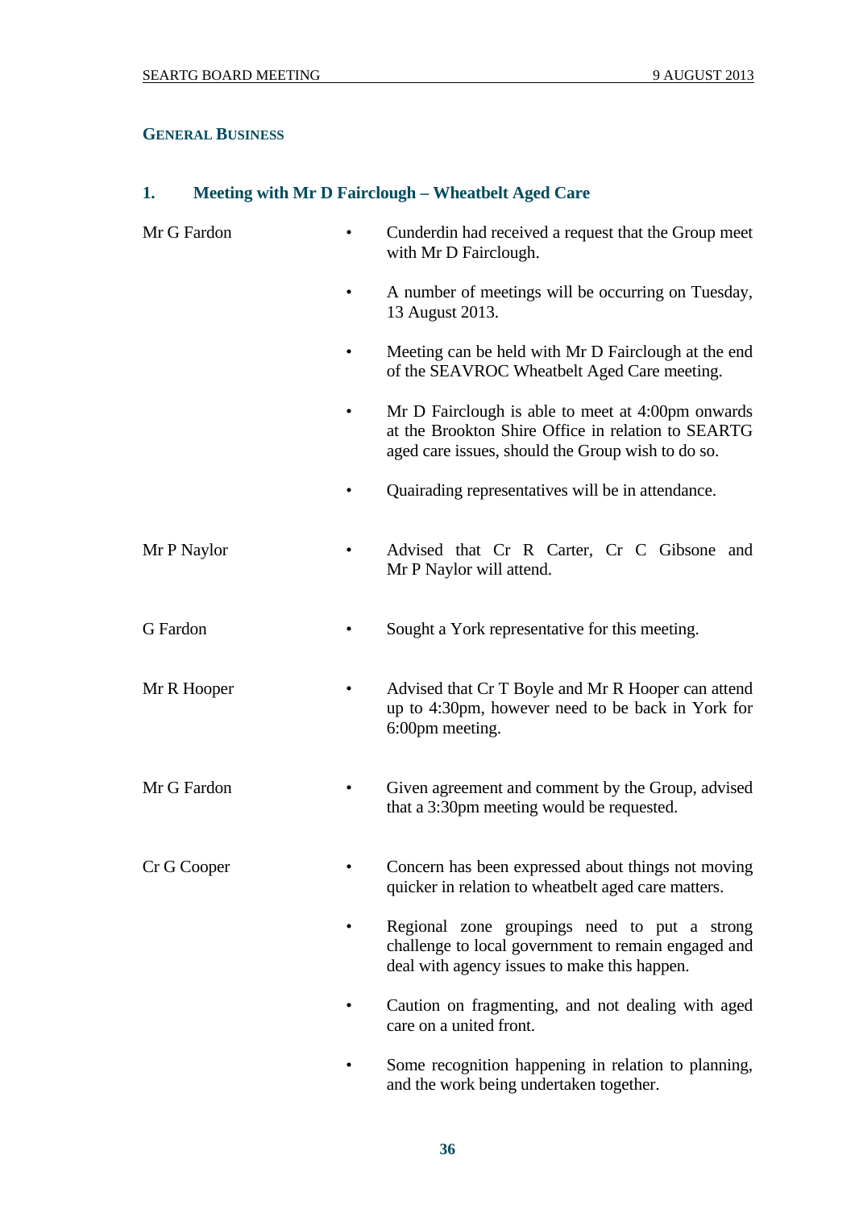## General Business

### 1. Meeting with Mr D Fairclough – Wheatbelt Aged Care

**Mr G Fardon**

- Cunderdin had received a request that the Group meet with Mr D Fairclough.
- A number of meetings will be occurring on Tuesday, 13 August 2013.
- Meeting can be held with Mr D Fairclough at the end of the SEAVROC Wheatbelt Aged Care meeting.
- Mr D Fairclough is able to meet at 4:00pm onwards at the Brookton Shire Office in relation to SEARTG aged care issues, should the Group wish to do so.
- Quairading representatives will be in attendance.

**Mr P Naylor**

- Advised that Cr R Carter, Cr C Gibsone and Mr P Naylor will attend.

**G Fardon**

- Sought a York representative for this meeting.

**Mr R Hooper**

- Advised that Cr T Boyle and Mr R Hooper can attend up to 4:30pm, however need to be back in York for 6:00pm meeting.

**Mr G Fardon**

- Given agreement and comment by the Group, advised that a 3:30pm meeting would be requested.

**Cr G Cooper**

- Concern has been expressed about things not moving quicker in relation to wheatbelt aged care matters.
- Regional zone groupings need to put a strong challenge to local government to remain engaged and deal with agency issues to make this happen.
- Caution on fragmenting, and not dealing with aged care on a united front.
- Some recognition happening in relation to planning, and the work being undertaken together.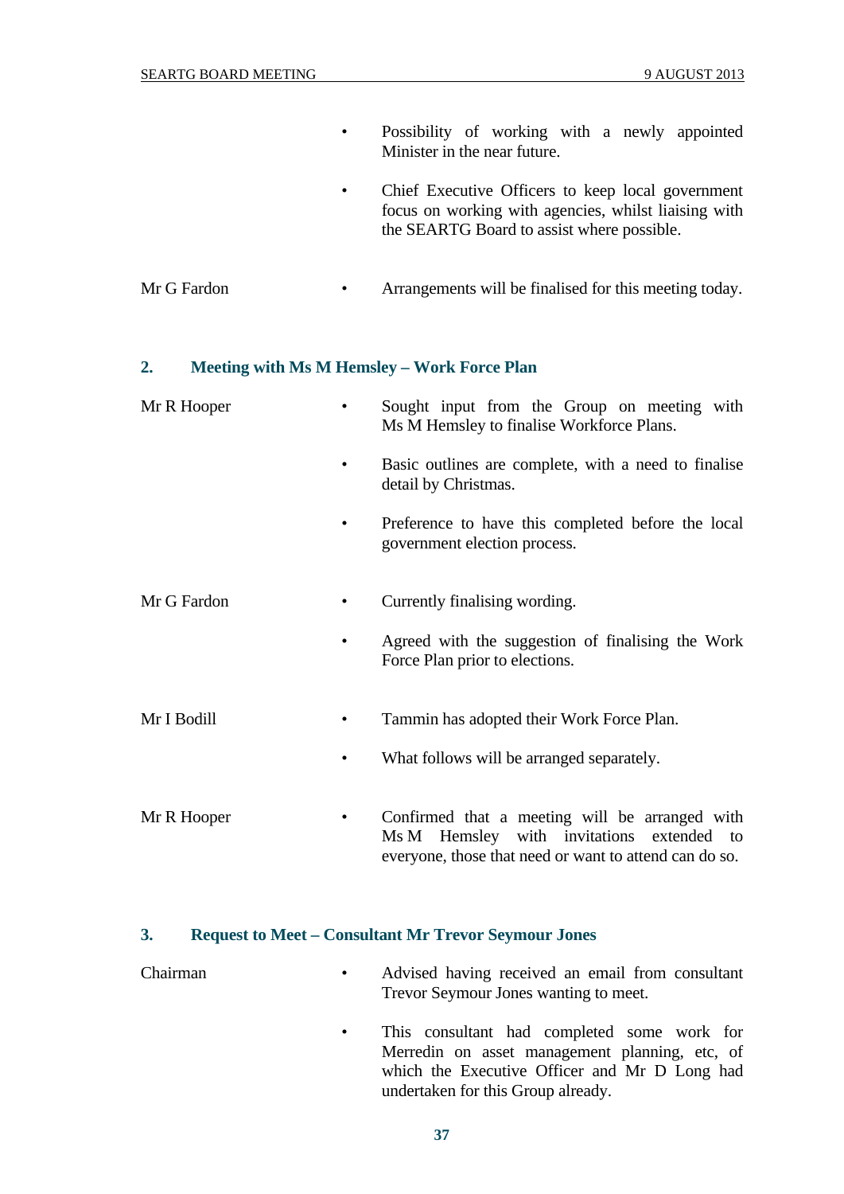- Possibility of working with a newly appointed Minister in the near future.
- Chief Executive Officers to keep local government focus on working with agencies, whilst liaising with the SEARTG Board to assist where possible.

Mr G Fardon

- Arrangements will be finalised for this meeting today.

## 2. Meeting with Ms M Hemsley – Work Force Plan

Mr R Hooper

- Sought input from the Group on meeting with Ms M Hemsley to finalise Workforce Plans.
- Basic outlines are complete, with a need to finalise detail by Christmas.
- Preference to have this completed before the local government election process.

Mr G Fardon

- Currently finalising wording.
- Agreed with the suggestion of finalising the Work Force Plan prior to elections.

Mr I Bodill

- Tammin has adopted their Work Force Plan.
- What follows will be arranged separately.

Mr R Hooper

- Confirmed that a meeting will be arranged with Ms M Hemsley with invitations extended to everyone, those that need or want to attend can do so.

## 3. Request to Meet – Consultant Mr Trevor Seymour Jones

Chairman

- Advised having received an email from consultant Trevor Seymour Jones wanting to meet.
- This consultant had completed some work for Merredin on asset management planning, etc, of which the Executive Officer and Mr D Long had undertaken for this Group already.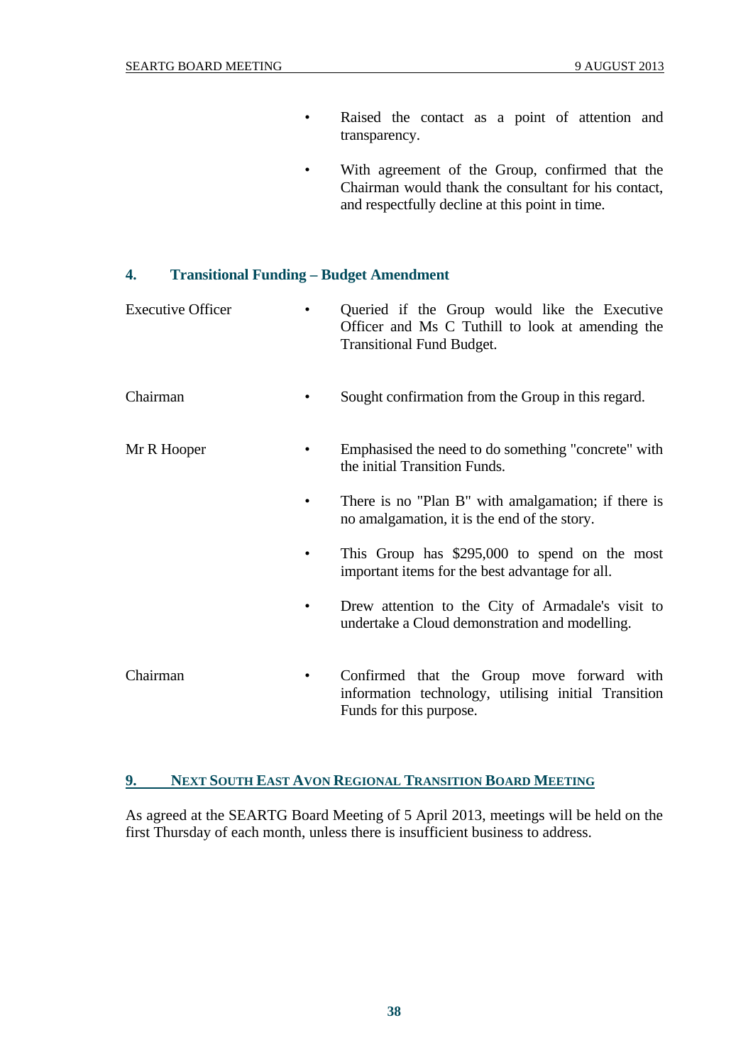| | |
|---|---|
| | • Raised the contact as a point of attention and transparency. |
| | • With agreement of the Group, confirmed that the Chairman would thank the consultant for his contact, and respectfully decline at this point in time. |

### 4. Transitional Funding – Budget Amendment

| | |
|---|---|
| Executive Officer | • Queried if the Group would like the Executive Officer and Ms C Tuthill to look at amending the Transitional Fund Budget. |
| Chairman | • Sought confirmation from the Group in this regard. |
| Mr R Hooper | • Emphasised the need to do something "concrete" with the initial Transition Funds. |
| | • There is no "Plan B" with amalgamation; if there is no amalgamation, it is the end of the story. |
| | • This Group has $295,000 to spend on the most important items for the best advantage for all. |
| | • Drew attention to the City of Armadale's visit to undertake a Cloud demonstration and modelling. |
| Chairman | • Confirmed that the Group move forward with information technology, utilising initial Transition Funds for this purpose. |

## 9. NEXT SOUTH EAST AVON REGIONAL TRANSITION BOARD MEETING

As agreed at the SEARTG Board Meeting of 5 April 2013, meetings will be held on the first Thursday of each month, unless there is insufficient business to address.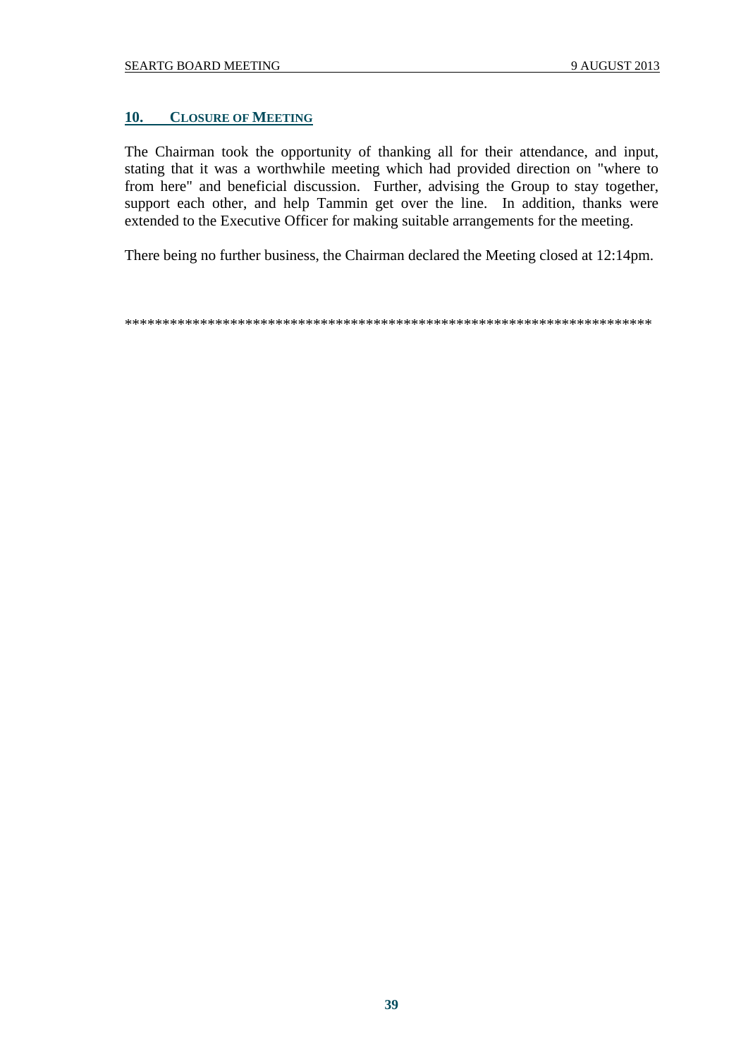## 10. CLOSURE OF MEETING

The Chairman took the opportunity of thanking all for their attendance, and input, stating that it was a worthwhile meeting which had provided direction on "where to from here" and beneficial discussion. Further, advising the Group to stay together, support each other, and help Tammin get over the line. In addition, thanks were extended to the Executive Officer for making suitable arrangements for the meeting.

There being no further business, the Chairman declared the Meeting closed at 12:14pm.

*************************************************************************